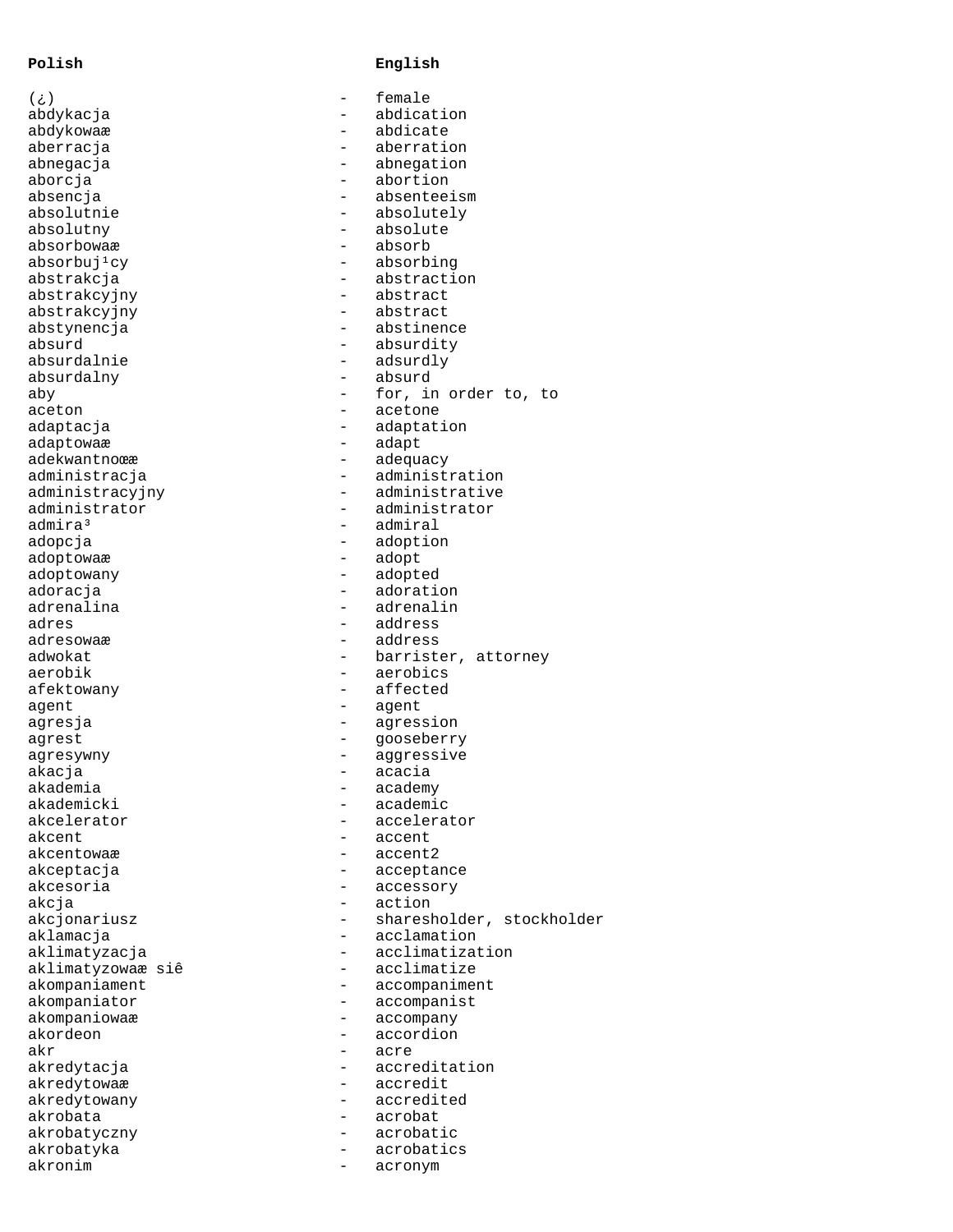| Polish | | English |
| --- | --- | --- |
| (¿) | - | female |
| abdykacja | - | abdication |
| abdykowaæ | - | abdicate |
| aberracja | - | aberration |
| abnegacja | - | abnegation |
| aborcja | - | abortion |
| absencja | - | absenteeism |
| absolutnie | - | absolutely |
| absolutny | - | absolute |
| absorbowaæ | - | absorb |
| absorbuj¹cy | - | absorbing |
| abstrakcja | - | abstraction |
| abstrakcyjny | - | abstract |
| abstrakcyjny | - | abstract |
| abstynencja | - | abstinence |
| absurd | - | absurdity |
| absurdalnie | - | adsurdly |
| absurdalny | - | absurd |
| aby | - | for, in order to, to |
| aceton | - | acetone |
| adaptacja | - | adaptation |
| adaptowaæ | - | adapt |
| adekwantnoœæ | - | adequacy |
| administracja | - | administration |
| administracyjny | - | administrative |
| administrator | - | administrator |
| admira³ | - | admiral |
| adopcja | - | adoption |
| adoptowaæ | - | adopt |
| adoptowany | - | adopted |
| adoracja | - | adoration |
| adrenalina | - | adrenalin |
| adres | - | address |
| adresowaæ | - | address |
| adwokat | - | barrister, attorney |
| aerobik | - | aerobics |
| afektowany | - | affected |
| agent | - | agent |
| agresja | - | agression |
| agrest | - | gooseberry |
| agresywny | - | aggressive |
| akacja | - | acacia |
| akademia | - | academy |
| akademicki | - | academic |
| akcelerator | - | accelerator |
| akcent | - | accent |
| akcentowaæ | - | accent2 |
| akceptacja | - | acceptance |
| akcesoria | - | accessory |
| akcja | - | action |
| akcjonariusz | - | sharesholder, stockholder |
| aklamacja | - | acclamation |
| aklimatyzacja | - | acclimatization |
| aklimatyzowaæ siê | - | acclimatize |
| akompaniament | - | accompaniment |
| akompaniator | - | accompanist |
| akompaniowaæ | - | accompany |
| akordeon | - | accordion |
| akr | - | acre |
| akredytacja | - | accreditation |
| akredytowaæ | - | accredit |
| akredytowany | - | accredited |
| akrobata | - | acrobat |
| akrobatyczny | - | acrobatic |
| akrobatyka | - | acrobatics |
| akronim | - | acronym |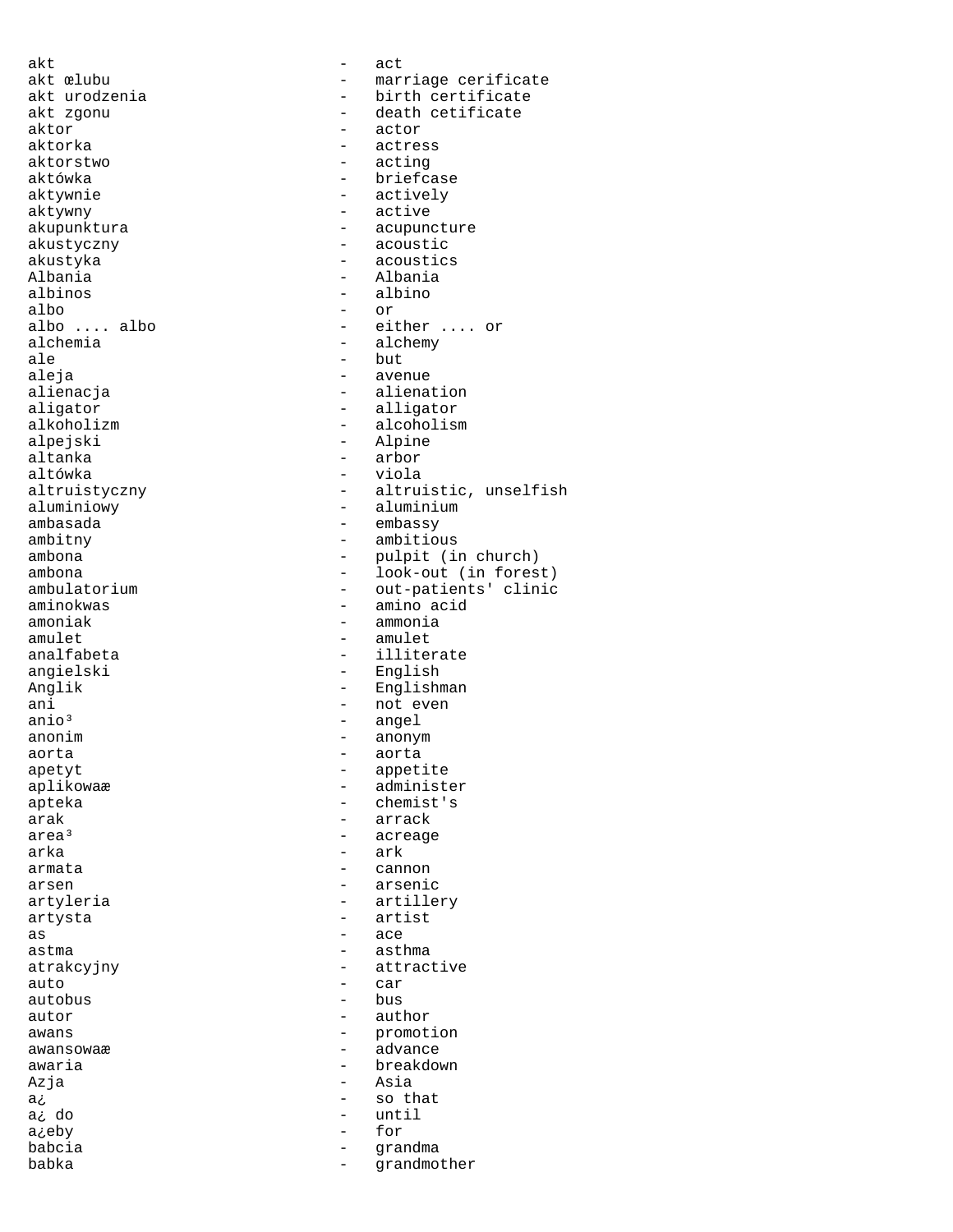akt - act
akt œlubu - marriage cerificate
akt urodzenia - birth certificate
akt zgonu - death cetificate
aktor - actor
aktorka - actress
aktorstwo - acting
aktówka - briefcase
aktywnie - actively
aktywny - active
akupunktura - acupuncture
akustyczny - acoustic
akustyka - acoustics
Albania - Albania
albinos - albino
albo - or
albo .... albo - either .... or
alchemia - alchemy
ale - but
aleja - avenue
alienacja - alienation
aligator - alligator
alkoholizm - alcoholism
alpejski - Alpine
altanka - arbor
altówka - viola
altruistyczny - altruistic, unselfish
aluminiowy - aluminium
ambasada - embassy
ambitny - ambitious
ambona - pulpit (in church)
ambona - look-out (in forest)
ambulatorium - out-patients' clinic
aminokwas - amino acid
amoniak - ammonia
amulet - amulet
analfabeta - illiterate
angielski - English
Anglik - Englishman
ani - not even
anio³ - angel
anonim - anonym
aorta - aorta
apetyt - appetite
aplikowaæ - administer
apteka - chemist's
arak - arrack
area³ - acreage
arka - ark
armata - cannon
arsen - arsenic
artyleria - artillery
artysta - artist
as - ace
astma - asthma
atrakcyjny - attractive
auto - car
autobus - bus
autor - author
awans - promotion
awansowaæ - advance
awaria - breakdown
Azja - Asia
a¿ - so that
a¿ do - until
a¿eby - for
babcia - grandma
babka - grandmother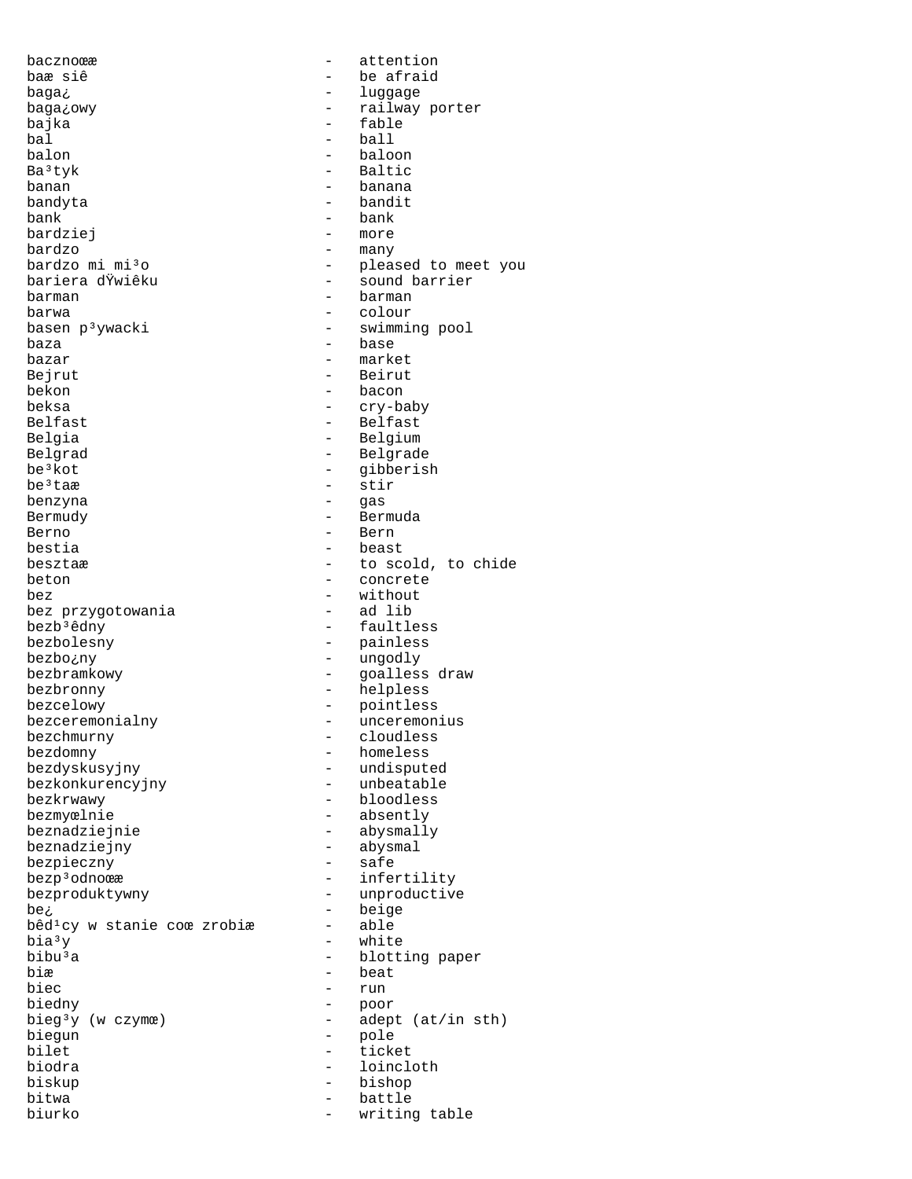```
bacznoœæ                    -   attention
baæ siê                     -   be afraid
baga¿                       -   luggage
baga¿owy                    -   railway porter
bajka                       -   fable
bal                         -   ball
balon                       -   baloon
Ba³tyk                      -   Baltic
banan                       -   banana
bandyta                     -   bandit
bank                        -   bank
bardziej                    -   more
bardzo                      -   many
bardzo mi mi³o              -   pleased to meet you
bariera dŸwiêku             -   sound barrier
barman                      -   barman
barwa                       -   colour
basen p³ywacki              -   swimming pool
baza                        -   base
bazar                       -   market
Bejrut                      -   Beirut
bekon                       -   bacon
beksa                       -   cry-baby
Belfast                     -   Belfast
Belgia                      -   Belgium
Belgrad                     -   Belgrade
be³kot                      -   gibberish
be³taæ                      -   stir
benzyna                     -   gas
Bermudy                     -   Bermuda
Berno                       -   Bern
bestia                      -   beast
besztaæ                     -   to scold, to chide
beton                       -   concrete
bez                         -   without
bez przygotowania           -   ad lib
bezb³êdny                   -   faultless
bezbolesny                  -   painless
bezbo¿ny                    -   ungodly
bezbramkowy                 -   goalless draw
bezbronny                   -   helpless
bezcelowy                   -   pointless
bezceremonialny             -   unceremonius
bezchmurny                  -   cloudless
bezdomny                    -   homeless
bezdyskusyjny               -   undisputed
bezkonkurencyjny            -   unbeatable
bezkrwawy                   -   bloodless
bezmyœlnie                  -   absently
beznadziejnie               -   abysmally
beznadziejny                -   abysmal
bezpieczny                  -   safe
bezp³odnoœæ                 -   infertility
bezproduktywny              -   unproductive
be¿                         -   beige
bêd¹cy w stanie coœ zrobiæ  -   able
bia³y                       -   white
bibu³a                      -   blotting paper
biæ                         -   beat
biec                        -   run
biedny                      -   poor
bieg³y (w czymœ)            -   adept (at/in sth)
biegun                      -   pole
bilet                       -   ticket
biodra                      -   loincloth
biskup                      -   bishop
bitwa                       -   battle
biurko                      -   writing table
```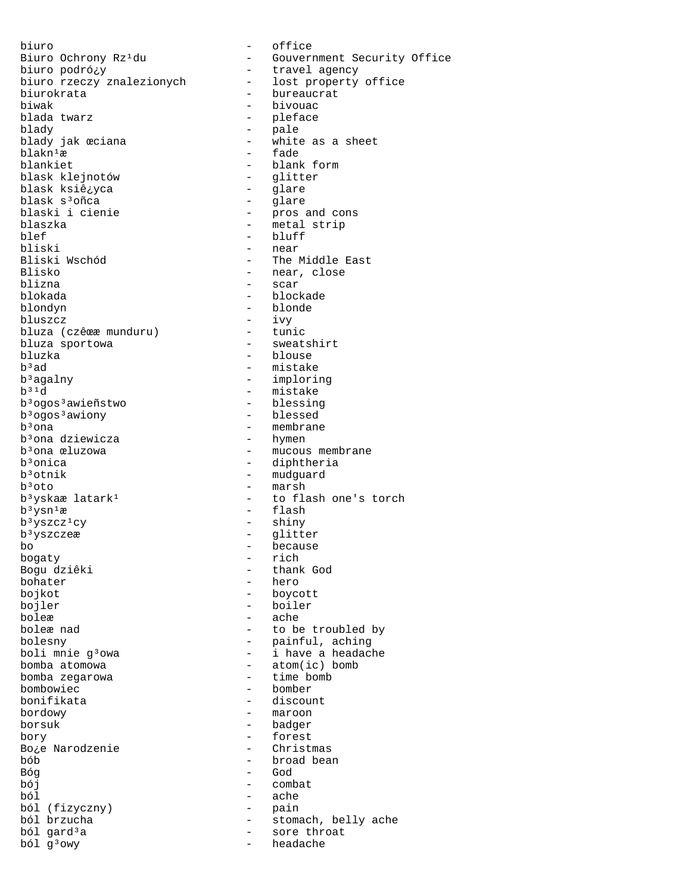```
biuro                          -   office
Biuro Ochrony Rz¹du            -   Gouvernment Security Office
biuro podró¿y                  -   travel agency
biuro rzeczy znalezionych      -   lost property office
biurokrata                     -   bureaucrat
biwak                          -   bivouac
blada twarz                    -   pleface
blady                          -   pale
blady jak œciana               -   white as a sheet
blakn¹æ                        -   fade
blankiet                       -   blank form
blask klejnotów                -   glitter
blask ksiê¿yca                 -   glare
blask s³oñca                   -   glare
blaski i cienie                -   pros and cons
blaszka                        -   metal strip
blef                           -   bluff
bliski                         -   near
Bliski Wschód                  -   The Middle East
Blisko                         -   near, close
blizna                         -   scar
blokada                        -   blockade
blondyn                        -   blonde
bluszcz                        -   ivy
bluza (czêœæ munduru)          -   tunic
bluza sportowa                 -   sweatshirt
bluzka                         -   blouse
b³ad                           -   mistake
b³agalny                       -   imploring
b³¹d                           -   mistake
b³ogos³awieñstwo               -   blessing
b³ogos³awiony                  -   blessed
b³ona                          -   membrane
b³ona dziewicza                -   hymen
b³ona œluzowa                  -   mucous membrane
b³onica                        -   diphtheria
b³otnik                        -   mudguard
b³oto                          -   marsh
b³yskaæ latark¹                -   to flash one's torch
b³ysn¹æ                        -   flash
b³yszcz¹cy                     -   shiny
b³yszczeæ                      -   glitter
bo                             -   because
bogaty                         -   rich
Bogu dziêki                    -   thank God
bohater                        -   hero
bojkot                         -   boycott
bojler                         -   boiler
boleæ                          -   ache
boleæ nad                      -   to be troubled by
bolesny                        -   painful, aching
boli mnie g³owa                -   i have a headache
bomba atomowa                  -   atom(ic) bomb
bomba zegarowa                 -   time bomb
bombowiec                      -   bomber
bonifikata                     -   discount
bordowy                        -   maroon
borsuk                         -   badger
bory                           -   forest
Bo¿e Narodzenie                -   Christmas
bób                            -   broad bean
Bóg                            -   God
bój                            -   combat
ból                            -   ache
ból (fizyczny)                 -   pain
ból brzucha                    -   stomach, belly ache
ból gard³a                     -   sore throat
ból g³owy                      -   headache
```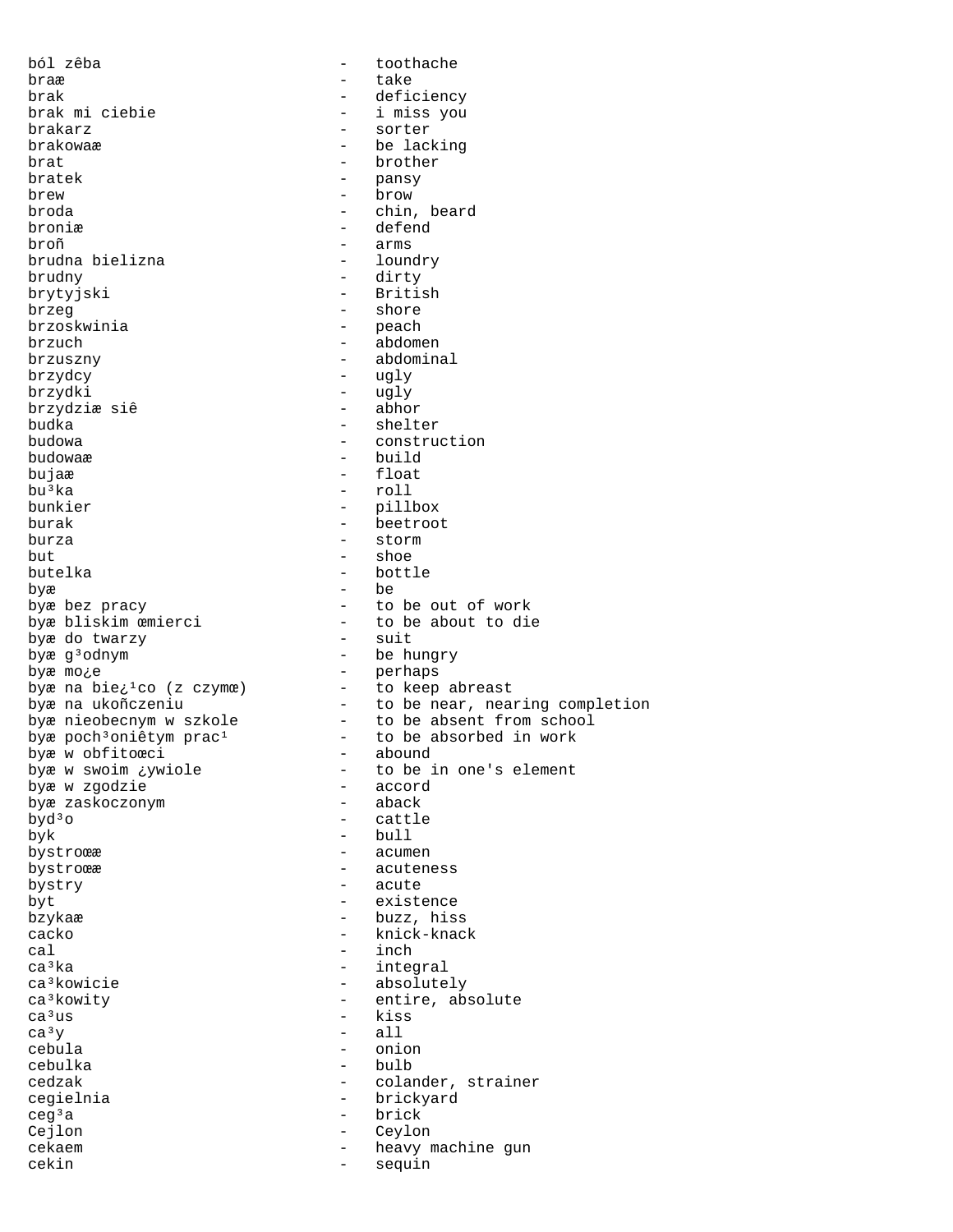```
ból zêba                       -   toothache
braæ                           -   take
brak                           -   deficiency
brak mi ciebie                 -   i miss you
brakarz                        -   sorter
brakowaæ                       -   be lacking
brat                           -   brother
bratek                         -   pansy
brew                           -   brow
broda                          -   chin, beard
broniæ                         -   defend
broñ                           -   arms
brudna bielizna                -   loundry
brudny                         -   dirty
brytyjski                      -   British
brzeg                          -   shore
brzoskwinia                    -   peach
brzuch                         -   abdomen
brzuszny                       -   abdominal
brzydcy                        -   ugly
brzydki                        -   ugly
brzydziæ siê                   -   abhor
budka                          -   shelter
budowa                         -   construction
budowaæ                        -   build
bujaæ                          -   float
bu³ka                          -   roll
bunkier                        -   pillbox
burak                          -   beetroot
burza                          -   storm
but                            -   shoe
butelka                        -   bottle
byæ                            -   be
byæ bez pracy                  -   to be out of work
byæ bliskim œmierci            -   to be about to die
byæ do twarzy                  -   suit
byæ g³odnym                    -   be hungry
byæ mo¿e                       -   perhaps
byæ na bie¿¹co (z czymœ)       -   to keep abreast
byæ na ukoñczeniu              -   to be near, nearing completion
byæ nieobecnym w szkole        -   to be absent from school
byæ poch³oniêtym prac¹         -   to be absorbed in work
byæ w obfitoœci                -   abound
byæ w swoim ¿ywiole            -   to be in one's element
byæ w zgodzie                  -   accord
byæ zaskoczonym                -   aback
byd³o                          -   cattle
byk                            -   bull
bystroœæ                       -   acumen
bystroœæ                       -   acuteness
bystry                         -   acute
byt                            -   existence
bzykaæ                         -   buzz, hiss
cacko                          -   knick-knack
cal                            -   inch
ca³ka                          -   integral
ca³kowicie                     -   absolutely
ca³kowity                      -   entire, absolute
ca³us                          -   kiss
ca³y                           -   all
cebula                         -   onion
cebulka                        -   bulb
cedzak                         -   colander, strainer
cegielnia                      -   brickyard
ceg³a                          -   brick
Cejlon                         -   Ceylon
cekaem                         -   heavy machine gun
cekin                          -   sequin
```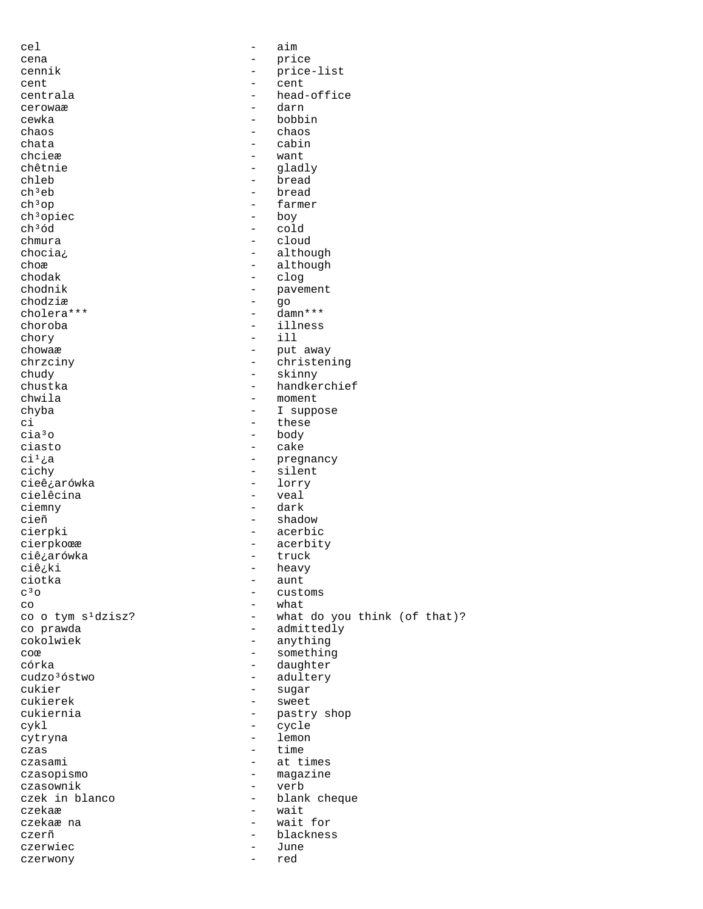cel - aim
cena - price
cennik - price-list
cent - cent
centrala - head-office
cerowaæ - darn
cewka - bobbin
chaos - chaos
chata - cabin
chcieæ - want
chêtnie - gladly
chleb - bread
ch³eb - bread
ch³op - farmer
ch³opiec - boy
ch³ód - cold
chmura - cloud
chocia¿ - although
choæ - although
chodak - clog
chodnik - pavement
chodziæ - go
cholera*** - damn***
choroba - illness
chory - ill
chowaæ - put away
chrzciny - christening
chudy - skinny
chustka - handkerchief
chwila - moment
chyba - I suppose
ci - these
cia³o - body
ciasto - cake
ci¹¿a - pregnancy
cichy - silent
cieê¿arówka - lorry
cielêcina - veal
ciemny - dark
cieñ - shadow
cierpki - acerbic
cierpkoœæ - acerbity
ciê¿arówka - truck
ciê¿ki - heavy
ciotka - aunt
c³o - customs
co - what
co o tym s¹dzisz? - what do you think (of that)?
co prawda - admittedly
cokolwiek - anything
coœ - something
córka - daughter
cudzo³óstwo - adultery
cukier - sugar
cukierek - sweet
cukiernia - pastry shop
cykl - cycle
cytryna - lemon
czas - time
czasami - at times
czasopismo - magazine
czasownik - verb
czek in blanco - blank cheque
czekaæ - wait
czekaæ na - wait for
czerñ - blackness
czerwiec - June
czerwony - red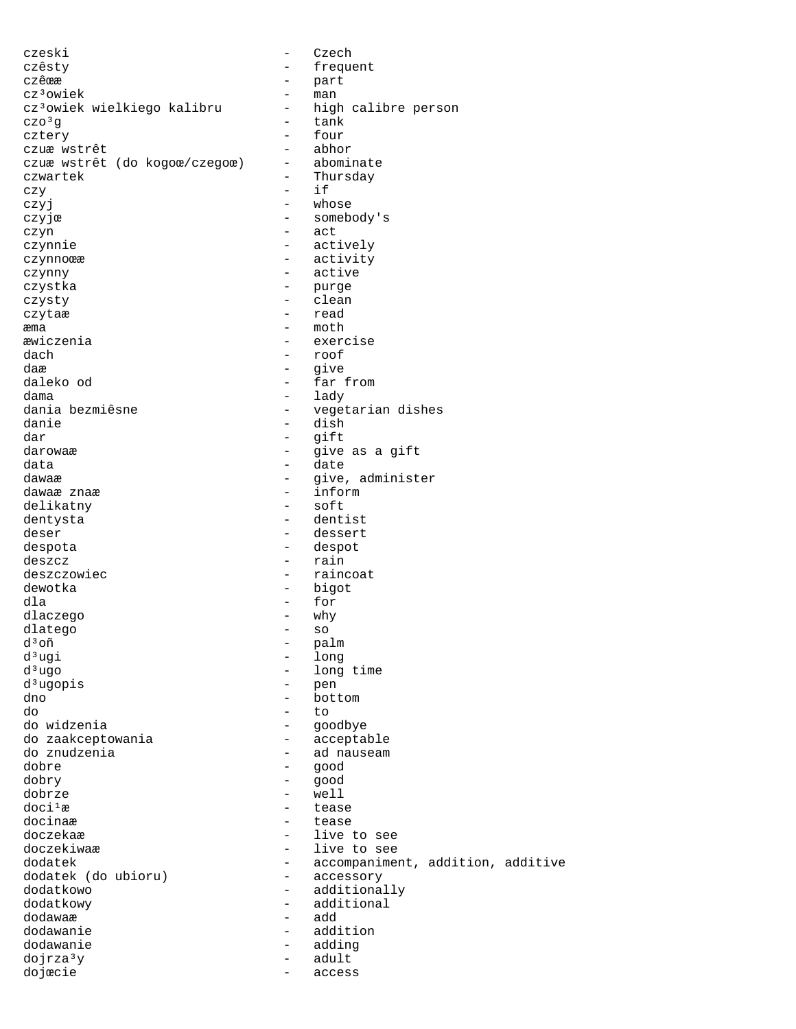```
czeski                          -   Czech
czêsty                          -   frequent
czêœæ                           -   part
cz³owiek                        -   man
cz³owiek wielkiego kalibru      -   high calibre person
czo³g                           -   tank
cztery                          -   four
czuæ wstrêt                     -   abhor
czuæ wstrêt (do kogoœ/czegoœ)   -   abominate
czwartek                        -   Thursday
czy                             -   if
czyj                            -   whose
czyjœ                           -   somebody's
czyn                            -   act
czynnie                         -   actively
czynnoœæ                        -   activity
czynny                          -   active
czystka                         -   purge
czysty                          -   clean
czytaæ                          -   read
æma                             -   moth
æwiczenia                       -   exercise
dach                            -   roof
daæ                             -   give
daleko od                       -   far from
dama                            -   lady
dania bezmiêsne                 -   vegetarian dishes
danie                           -   dish
dar                             -   gift
darowaæ                         -   give as a gift
data                            -   date
dawaæ                           -   give, administer
dawaæ znaæ                      -   inform
delikatny                       -   soft
dentysta                        -   dentist
deser                           -   dessert
despota                         -   despot
deszcz                          -   rain
deszczowiec                     -   raincoat
dewotka                         -   bigot
dla                             -   for
dlaczego                        -   why
dlatego                         -   so
d³oñ                            -   palm
d³ugi                           -   long
d³ugo                           -   long time
d³ugopis                        -   pen
dno                             -   bottom
do                              -   to
do widzenia                     -   goodbye
do zaakceptowania               -   acceptable
do znudzenia                    -   ad nauseam
dobre                           -   good
dobry                           -   good
dobrze                          -   well
doci¹æ                          -   tease
docinaæ                         -   tease
doczekaæ                        -   live to see
doczekiwaæ                      -   live to see
dodatek                         -   accompaniment, addition, additive
dodatek (do ubioru)             -   accessory
dodatkowo                       -   additionally
dodatkowy                       -   additional
dodawaæ                         -   add
dodawanie                       -   addition
dodawanie                       -   adding
dojrza³y                        -   adult
dojœcie                         -   access
```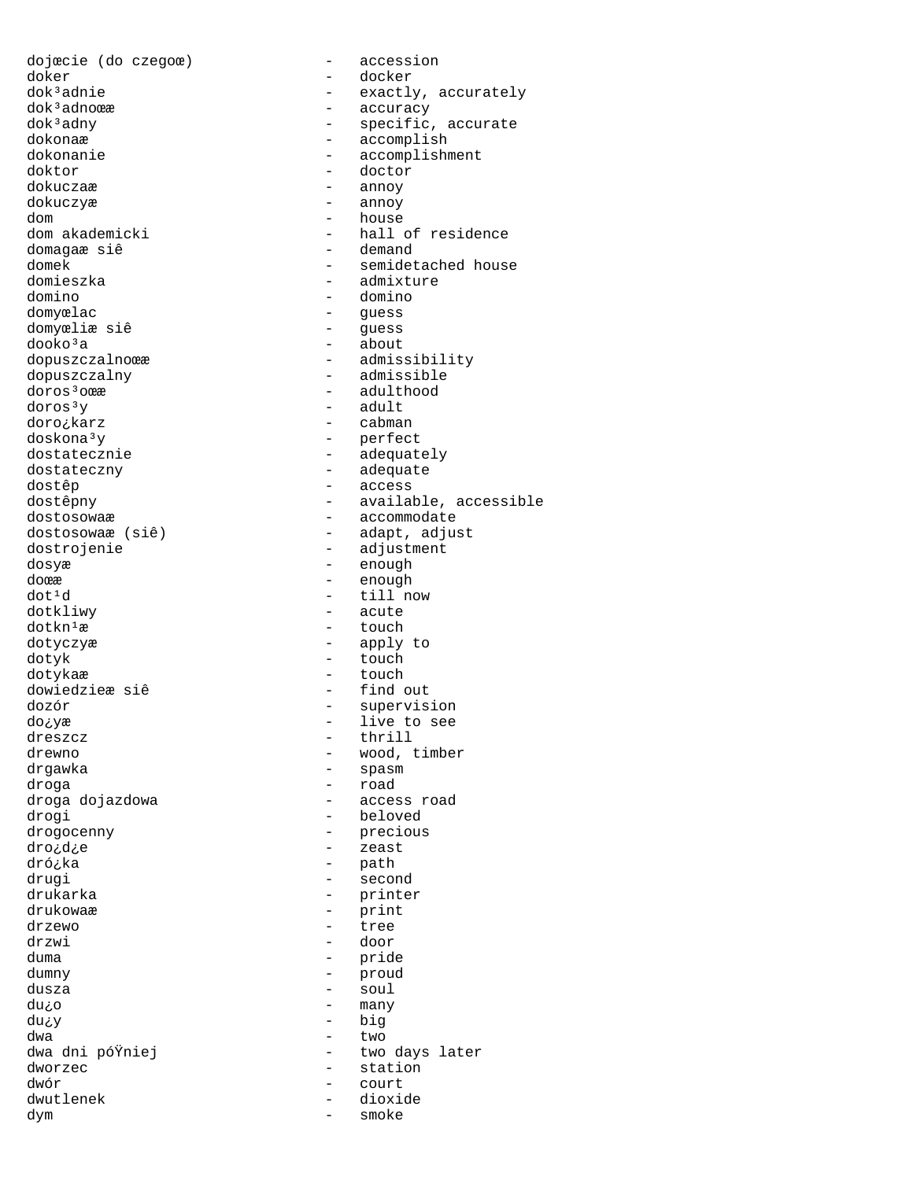```
dojœcie (do czegoœ)          -   accession
doker                        -   docker
dok³adnie                    -   exactly, accurately
dok³adnoœæ                   -   accuracy
dok³adny                     -   specific, accurate
dokonaæ                      -   accomplish
dokonanie                    -   accomplishment
doktor                       -   doctor
dokuczaæ                     -   annoy
dokuczyæ                     -   annoy
dom                          -   house
dom akademicki               -   hall of residence
domagaæ siê                  -   demand
domek                        -   semidetached house
domieszka                    -   admixture
domino                       -   domino
domyœlac                     -   guess
domyœliæ siê                 -   guess
dooko³a                      -   about
dopuszczalnoœæ               -   admissibility
dopuszczalny                 -   admissible
doros³oœæ                    -   adulthood
doros³y                      -   adult
doro¿karz                    -   cabman
doskona³y                    -   perfect
dostatecznie                 -   adequately
dostateczny                  -   adequate
dostêp                       -   access
dostêpny                     -   available, accessible
dostosowaæ                   -   accommodate
dostosowaæ (siê)             -   adapt, adjust
dostrojenie                  -   adjustment
dosyæ                        -   enough
doœæ                         -   enough
dot¹d                        -   till now
dotkliwy                     -   acute
dotkn¹æ                      -   touch
dotyczyæ                     -   apply to
dotyk                        -   touch
dotykaæ                      -   touch
dowiedzieæ siê               -   find out
dozór                        -   supervision
do¿yæ                        -   live to see
dreszcz                      -   thrill
drewno                       -   wood, timber
drgawka                      -   spasm
droga                        -   road
droga dojazdowa              -   access road
drogi                        -   beloved
drogocenny                   -   precious
dro¿d¿e                      -   zeast
dró¿ka                       -   path
drugi                        -   second
drukarka                     -   printer
drukowaæ                     -   print
drzewo                       -   tree
drzwi                        -   door
duma                         -   pride
dumny                        -   proud
dusza                        -   soul
du¿o                         -   many
du¿y                         -   big
dwa                          -   two
dwa dni póŸniej              -   two days later
dworzec                      -   station
dwór                         -   court
dwutlenek                    -   dioxide
dym                          -   smoke
```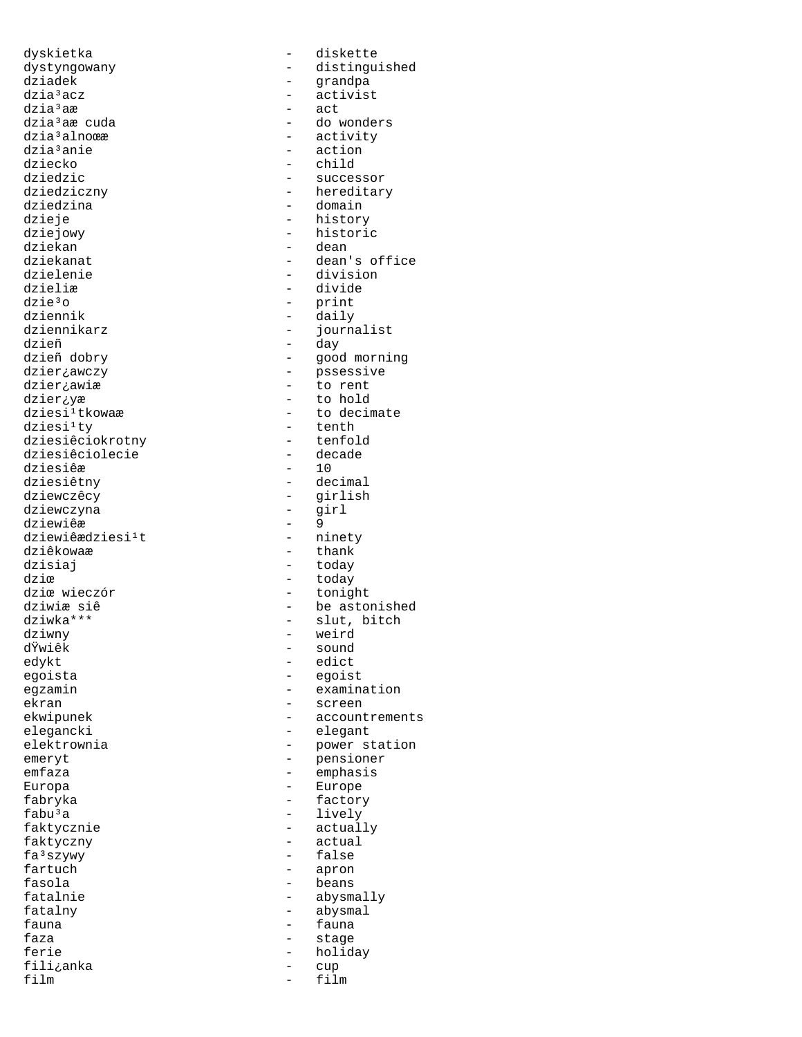dyskietka - diskette
dystyngowany - distinguished
dziadek - grandpa
dzia³acz - activist
dzia³aæ - act
dzia³aæ cuda - do wonders
dzia³alnoœæ - activity
dzia³anie - action
dziecko - child
dziedzic - successor
dziedziczny - hereditary
dziedzina - domain
dzieje - history
dziejowy - historic
dziekan - dean
dziekanat - dean's office
dzielenie - division
dzieliæ - divide
dzie³o - print
dziennik - daily
dziennikarz - journalist
dzieñ - day
dzieñ dobry - good morning
dzier¿awczy - pssessive
dzier¿awiæ - to rent
dzier¿yæ - to hold
dziesi¹tkowaæ - to decimate
dziesi¹ty - tenth
dziesiêciokrotny - tenfold
dziesiêciolecie - decade
dziesiêæ - 10
dziesiêtny - decimal
dziewczêcy - girlish
dziewczyna - girl
dziewiêæ - 9
dziewiêædziesi¹t - ninety
dziêkowaæ - thank
dzisiaj - today
dziœ - today
dziœ wieczór - tonight
dziwiæ siê - be astonished
dziwka*** - slut, bitch
dziwny - weird
dŸwiêk - sound
edykt - edict
egoista - egoist
egzamin - examination
ekran - screen
ekwipunek - accountrements
elegancki - elegant
elektrownia - power station
emeryt - pensioner
emfaza - emphasis
Europa - Europe
fabryka - factory
fabu³a - lively
faktycznie - actually
faktyczny - actual
fa³szywy - false
fartuch - apron
fasola - beans
fatalnie - abysmally
fatalny - abysmal
fauna - fauna
faza - stage
ferie - holiday
fili¿anka - cup
film - film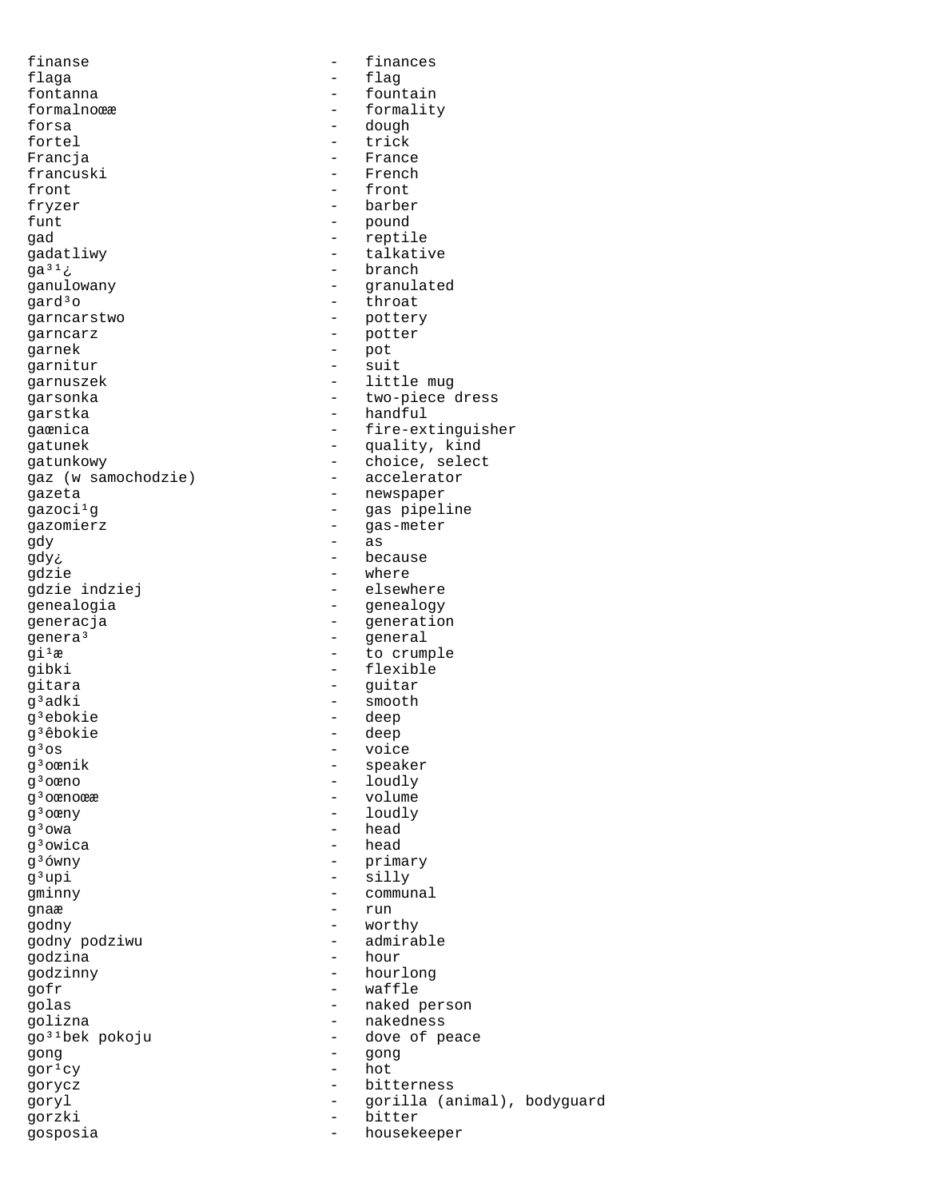```
finanse                        -   finances
flaga                          -   flag
fontanna                       -   fountain
formalnoœæ                     -   formality
forsa                          -   dough
fortel                         -   trick
Francja                        -   France
francuski                      -   French
front                          -   front
fryzer                         -   barber
funt                           -   pound
gad                            -   reptile
gadatliwy                      -   talkative
ga³¹¿                          -   branch
ganulowany                     -   granulated
gard³o                         -   throat
garncarstwo                    -   pottery
garncarz                       -   potter
garnek                         -   pot
garnitur                       -   suit
garnuszek                      -   little mug
garsonka                       -   two-piece dress
garstka                        -   handful
gaœnica                        -   fire-extinguisher
gatunek                        -   quality, kind
gatunkowy                      -   choice, select
gaz (w samochodzie)            -   accelerator
gazeta                         -   newspaper
gazoci¹g                       -   gas pipeline
gazomierz                      -   gas-meter
gdy                            -   as
gdy¿                           -   because
gdzie                          -   where
gdzie indziej                  -   elsewhere
genealogia                     -   genealogy
generacja                      -   generation
genera³                        -   general
gi¹æ                           -   to crumple
gibki                          -   flexible
gitara                         -   guitar
g³adki                         -   smooth
g³ebokie                       -   deep
g³êbokie                       -   deep
g³os                           -   voice
g³oœnik                        -   speaker
g³oœno                         -   loudly
g³oœnoœæ                       -   volume
g³oœny                         -   loudly
g³owa                          -   head
g³owica                        -   head
g³ówny                         -   primary
g³upi                          -   silly
gminny                         -   communal
gnaæ                           -   run
godny                          -   worthy
godny podziwu                  -   admirable
godzina                        -   hour
godzinny                       -   hourlong
gofr                           -   waffle
golas                          -   naked person
golizna                        -   nakedness
go³¹bek pokoju                 -   dove of peace
gong                           -   gong
gor¹cy                         -   hot
gorycz                         -   bitterness
goryl                          -   gorilla (animal), bodyguard
gorzki                         -   bitter
gosposia                       -   housekeeper
```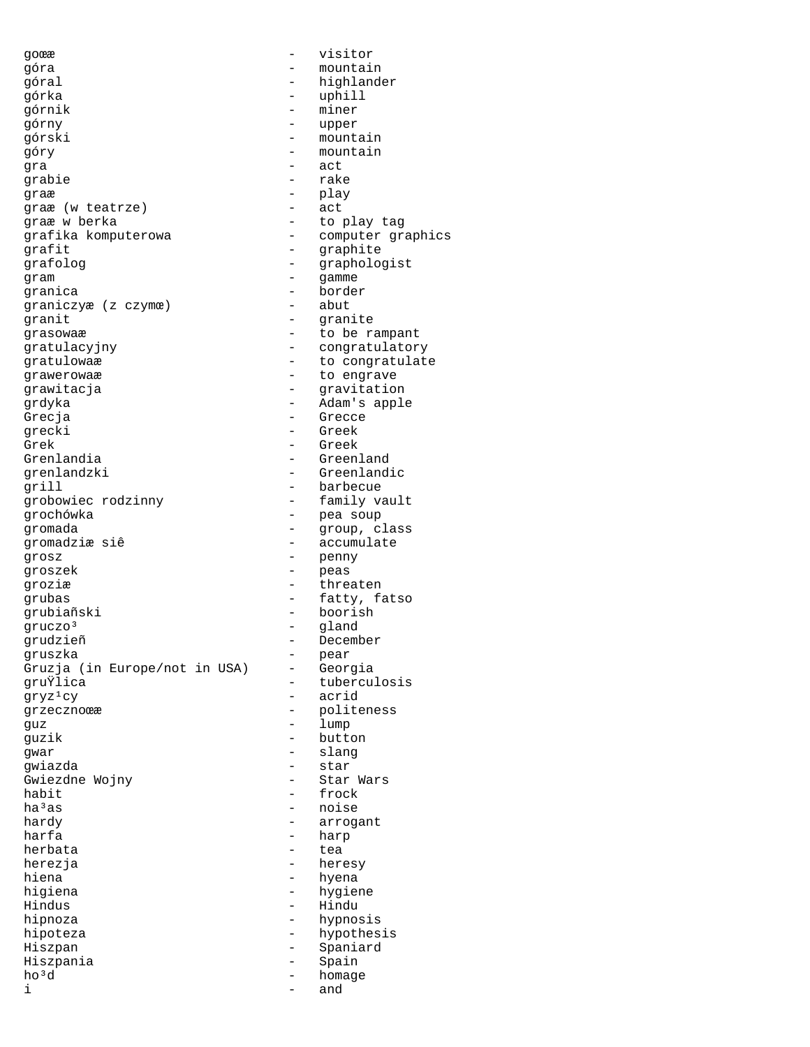goœæ - visitor
góra - mountain
góral - highlander
górka - uphill
górnik - miner
górny - upper
górski - mountain
góry - mountain
gra - act
grabie - rake
graæ - play
graæ (w teatrze) - act
graæ w berka - to play tag
grafika komputerowa - computer graphics
grafit - graphite
grafolog - graphologist
gram - gamme
granica - border
graniczyæ (z czymœ) - abut
granit - granite
grasowaæ - to be rampant
gratulacyjny - congratulatory
gratulowaæ - to congratulate
grawerowaæ - to engrave
grawitacja - gravitation
grdyka - Adam's apple
Grecja - Grecce
grecki - Greek
Grek - Greek
Grenlandia - Greenland
grenlandzki - Greenlandic
grill - barbecue
grobowiec rodzinny - family vault
grochówka - pea soup
gromada - group, class
gromadziæ siê - accumulate
grosz - penny
groszek - peas
groziæ - threaten
grubas - fatty, fatso
grubiañski - boorish
gruczo³ - gland
grudzieñ - December
gruszka - pear
Gruzja (in Europe/not in USA) - Georgia
gruŸlica - tuberculosis
gryz¹cy - acrid
grzecznoœæ - politeness
guz - lump
guzik - button
gwar - slang
gwiazda - star
Gwiezdne Wojny - Star Wars
habit - frock
ha³as - noise
hardy - arrogant
harfa - harp
herbata - tea
herezja - heresy
hiena - hyena
higiena - hygiene
Hindus - Hindu
hipnoza - hypnosis
hipoteza - hypothesis
Hiszpan - Spaniard
Hiszpania - Spain
ho³d - homage
i - and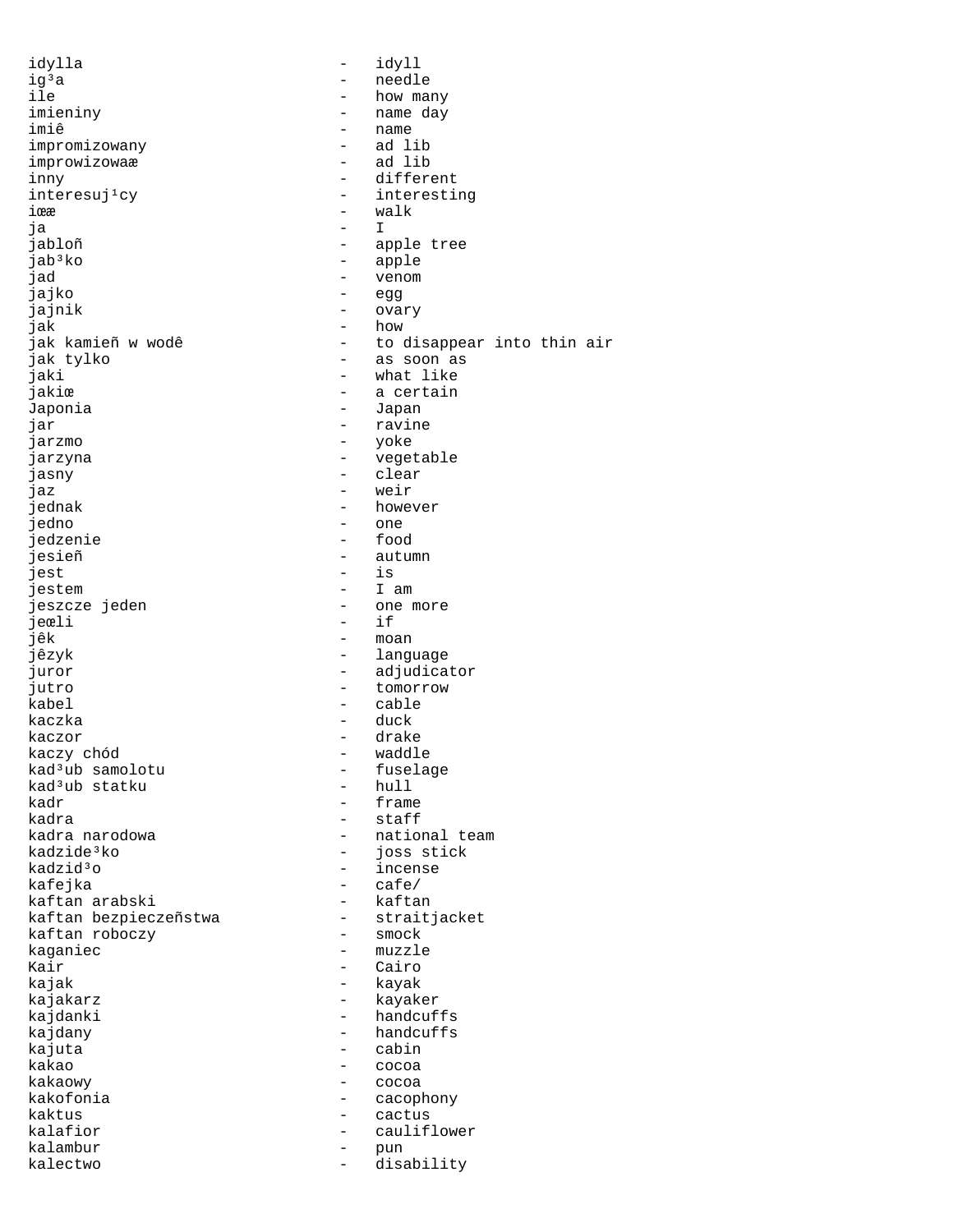```
idylla                        -   idyll
ig³a                          -   needle
ile                           -   how many
imieniny                      -   name day
imiê                          -   name
impromizowany                 -   ad lib
improwizowaæ                  -   ad lib
inny                          -   different
interesuj¹cy                  -   interesting
iœæ                           -   walk
ja                            -   I
jabloñ                        -   apple tree
jab³ko                        -   apple
jad                           -   venom
jajko                         -   egg
jajnik                        -   ovary
jak                           -   how
jak kamieñ w wodê             -   to disappear into thin air
jak tylko                     -   as soon as
jaki                          -   what like
jakiœ                         -   a certain
Japonia                       -   Japan
jar                           -   ravine
jarzmo                        -   yoke
jarzyna                       -   vegetable
jasny                         -   clear
jaz                           -   weir
jednak                        -   however
jedno                         -   one
jedzenie                      -   food
jesieñ                        -   autumn
jest                          -   is
jestem                        -   I am
jeszcze jeden                 -   one more
jeœli                         -   if
jêk                           -   moan
jêzyk                         -   language
juror                         -   adjudicator
jutro                         -   tomorrow
kabel                         -   cable
kaczka                        -   duck
kaczor                        -   drake
kaczy chód                    -   waddle
kad³ub samolotu               -   fuselage
kad³ub statku                 -   hull
kadr                          -   frame
kadra                         -   staff
kadra narodowa                -   national team
kadzide³ko                    -   joss stick
kadzid³o                      -   incense
kafejka                       -   cafe/
kaftan arabski                -   kaftan
kaftan bezpieczeñstwa         -   straitjacket
kaftan roboczy                -   smock
kaganiec                      -   muzzle
Kair                          -   Cairo
kajak                         -   kayak
kajakarz                      -   kayaker
kajdanki                      -   handcuffs
kajdany                       -   handcuffs
kajuta                        -   cabin
kakao                         -   cocoa
kakaowy                       -   cocoa
kakofonia                     -   cacophony
kaktus                        -   cactus
kalafior                      -   cauliflower
kalambur                      -   pun
kalectwo                      -   disability
```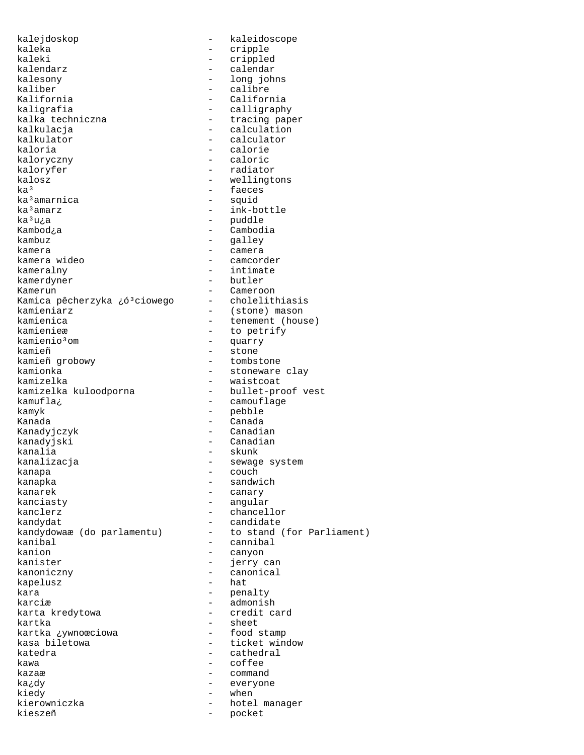kalejdoskop - kaleidoscope
kaleka - cripple
kaleki - crippled
kalendarz - calendar
kalesony - long johns
kaliber - calibre
Kalifornia - California
kaligrafia - calligraphy
kalka techniczna - tracing paper
kalkulacja - calculation
kalkulator - calculator
kaloria - calorie
kaloryczny - caloric
kaloryfer - radiator
kalosz - wellingtons
ka³ - faeces
ka³amarnica - squid
ka³amarz - ink-bottle
ka³u¿a - puddle
Kambod¿a - Cambodia
kambuz - galley
kamera - camera
kamera wideo - camcorder
kameralny - intimate
kamerdyner - butler
Kamerun - Cameroon
Kamica pêcherzyka ¿ó³ciowego - cholelithiasis
kamieniarz - (stone) mason
kamienica - tenement (house)
kamienieæ - to petrify
kamienio³om - quarry
kamieñ - stone
kamieñ grobowy - tombstone
kamionka - stoneware clay
kamizelka - waistcoat
kamizelka kuloodporna - bullet-proof vest
kamufla¿ - camouflage
kamyk - pebble
Kanada - Canada
Kanadyjczyk - Canadian
kanadyjski - Canadian
kanalia - skunk
kanalizacja - sewage system
kanapa - couch
kanapka - sandwich
kanarek - canary
kanciasty - angular
kanclerz - chancellor
kandydat - candidate
kandydowaæ (do parlamentu) - to stand (for Parliament)
kanibal - cannibal
kanion - canyon
kanister - jerry can
kanoniczny - canonical
kapelusz - hat
kara - penalty
karciæ - admonish
karta kredytowa - credit card
kartka - sheet
kartka ¿ywnoœciowa - food stamp
kasa biletowa - ticket window
katedra - cathedral
kawa - coffee
kazaæ - command
ka¿dy - everyone
kiedy - when
kierowniczka - hotel manager
kieszeñ - pocket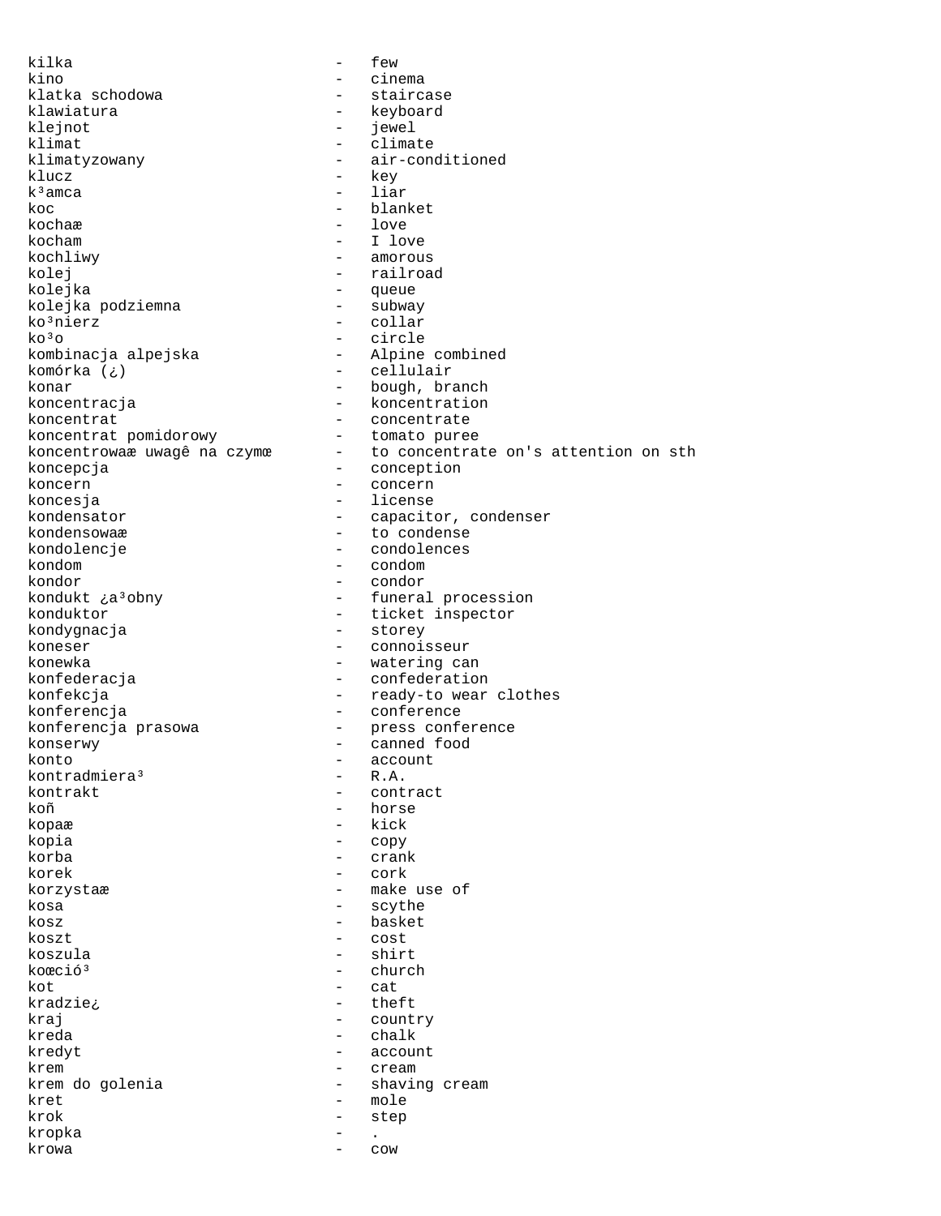```
kilka                          -   few
kino                           -   cinema
klatka schodowa                -   staircase
klawiatura                     -   keyboard
klejnot                        -   jewel
klimat                         -   climate
klimatyzowany                  -   air-conditioned
klucz                          -   key
k³amca                         -   liar
koc                            -   blanket
kochaæ                         -   love
kocham                         -   I love
kochliwy                       -   amorous
kolej                          -   railroad
kolejka                        -   queue
kolejka podziemna              -   subway
ko³nierz                       -   collar
ko³o                           -   circle
kombinacja alpejska            -   Alpine combined
komórka (¿)                    -   cellulair
konar                          -   bough, branch
koncentracja                   -   koncentration
koncentrat                     -   concentrate
koncentrat pomidorowy          -   tomato puree
koncentrowaæ uwagê na czymœ    -   to concentrate on's attention on sth
koncepcja                      -   conception
koncern                        -   concern
koncesja                       -   license
kondensator                    -   capacitor, condenser
kondensowaæ                    -   to condense
kondolencje                    -   condolences
kondom                         -   condom
kondor                         -   condor
kondukt ¿a³obny                -   funeral procession
konduktor                      -   ticket inspector
kondygnacja                    -   storey
koneser                        -   connoisseur
konewka                        -   watering can
konfederacja                   -   confederation
konfekcja                      -   ready-to wear clothes
konferencja                    -   conference
konferencja prasowa            -   press conference
konserwy                       -   canned food
konto                          -   account
kontradmiera³                  -   R.A.
kontrakt                       -   contract
koñ                            -   horse
kopaæ                          -   kick
kopia                          -   copy
korba                          -   crank
korek                          -   cork
korzystaæ                      -   make use of
kosa                           -   scythe
kosz                           -   basket
koszt                          -   cost
koszula                        -   shirt
koœció³                        -   church
kot                            -   cat
kradzie¿                       -   theft
kraj                           -   country
kreda                          -   chalk
kredyt                         -   account
krem                           -   cream
krem do golenia                -   shaving cream
kret                           -   mole
krok                           -   step
kropka                         -   .
krowa                          -   cow
```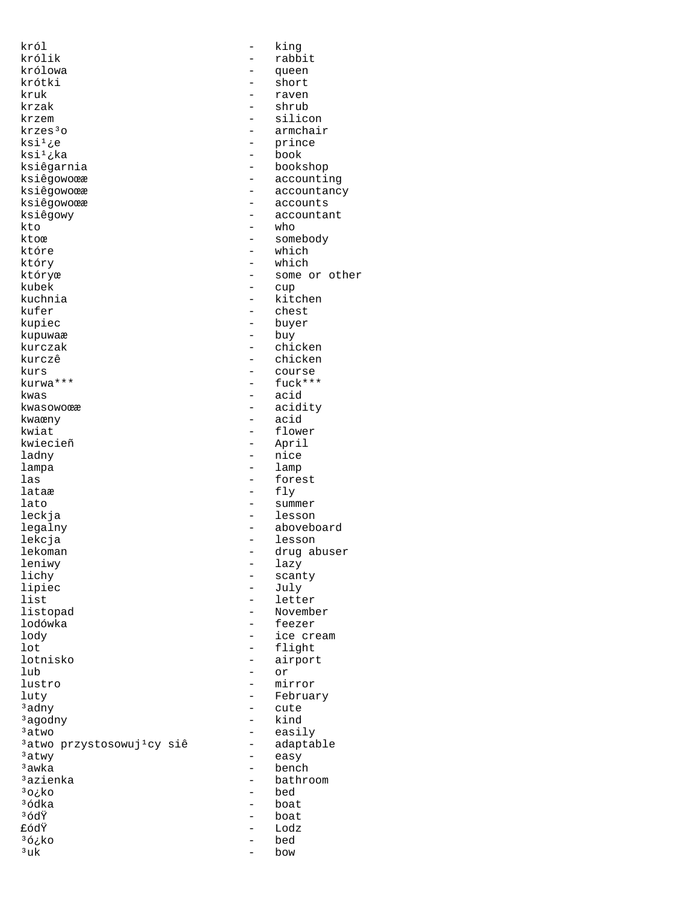| | |
|---|---|
| król | king |
| królik | rabbit |
| królowa | queen |
| krótki | short |
| kruk | raven |
| krzak | shrub |
| krzem | silicon |
| krzes³o | armchair |
| ksi¹¿e | prince |
| ksi¹¿ka | book |
| ksiêgarnia | bookshop |
| ksiêgowoœæ | accounting |
| ksiêgowoœæ | accountancy |
| ksiêgowoœæ | accounts |
| ksiêgowy | accountant |
| kto | who |
| ktoœ | somebody |
| które | which |
| który | which |
| któryœ | some or other |
| kubek | cup |
| kuchnia | kitchen |
| kufer | chest |
| kupiec | buyer |
| kupuwaæ | buy |
| kurczak | chicken |
| kurczê | chicken |
| kurs | course |
| kurwa*** | fuck*** |
| kwas | acid |
| kwasowoœæ | acidity |
| kwaœny | acid |
| kwiat | flower |
| kwiecieñ | April |
| ladny | nice |
| lampa | lamp |
| las | forest |
| lataæ | fly |
| lato | summer |
| leckja | lesson |
| legalny | aboveboard |
| lekcja | lesson |
| lekoman | drug abuser |
| leniwy | lazy |
| lichy | scanty |
| lipiec | July |
| list | letter |
| listopad | November |
| lodówka | feezer |
| lody | ice cream |
| lot | flight |
| lotnisko | airport |
| lub | or |
| lustro | mirror |
| luty | February |
| ³adny | cute |
| ³agodny | kind |
| ³atwo | easily |
| ³atwo przystosowuj¹cy siê | adaptable |
| ³atwy | easy |
| ³awka | bench |
| ³azienka | bathroom |
| ³o¿ko | bed |
| ³ódka | boat |
| ³ódŸ | boat |
| £ódŸ | Lodz |
| ³ó¿ko | bed |
| ³uk | bow |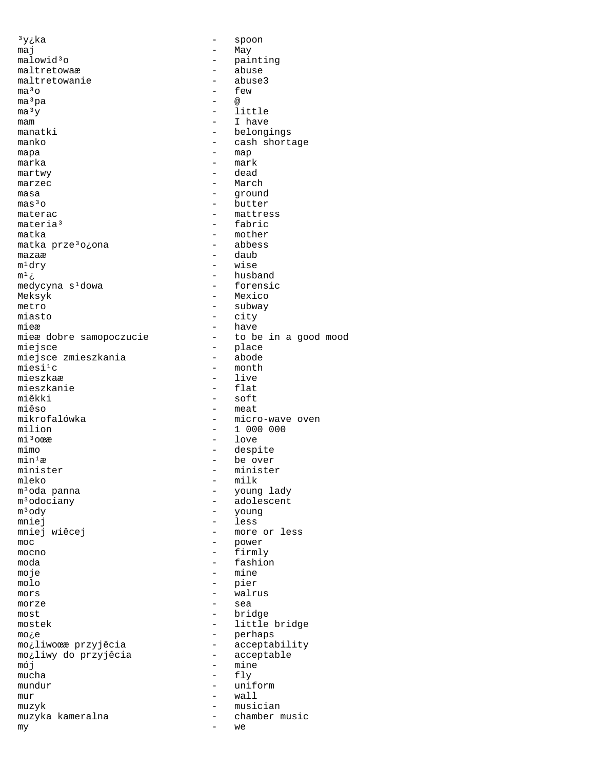³y¿ka - spoon
maj - May
malowid³o - painting
maltretowaæ - abuse
maltretowanie - abuse3
ma³o - few
ma³pa - @
ma³y - little
mam - I have
manatki - belongings
manko - cash shortage
mapa - map
marka - mark
martwy - dead
marzec - March
masa - ground
mas³o - butter
materac - mattress
materia³ - fabric
matka - mother
matka prze³o¿ona - abbess
mazaæ - daub
m¹dry - wise
m¹¿ - husband
medycyna s¹dowa - forensic
Meksyk - Mexico
metro - subway
miasto - city
mieæ - have
mieæ dobre samopoczucie - to be in a good mood
miejsce - place
miejsce zmieszkania - abode
miesi¹c - month
mieszkaæ - live
mieszkanie - flat
miêkki - soft
miêso - meat
mikrofalówka - micro-wave oven
milion - 1 000 000
mi³oœæ - love
mimo - despite
min¹æ - be over
minister - minister
mleko - milk
m³oda panna - young lady
m³odociany - adolescent
m³ody - young
mniej - less
mniej wiêcej - more or less
moc - power
mocno - firmly
moda - fashion
moje - mine
molo - pier
mors - walrus
morze - sea
most - bridge
mostek - little bridge
mo¿e - perhaps
mo¿liwoœæ przyjêcia - acceptability
mo¿liwy do przyjêcia - acceptable
mój - mine
mucha - fly
mundur - uniform
mur - wall
muzyk - musician
muzyka kameralna - chamber music
my - we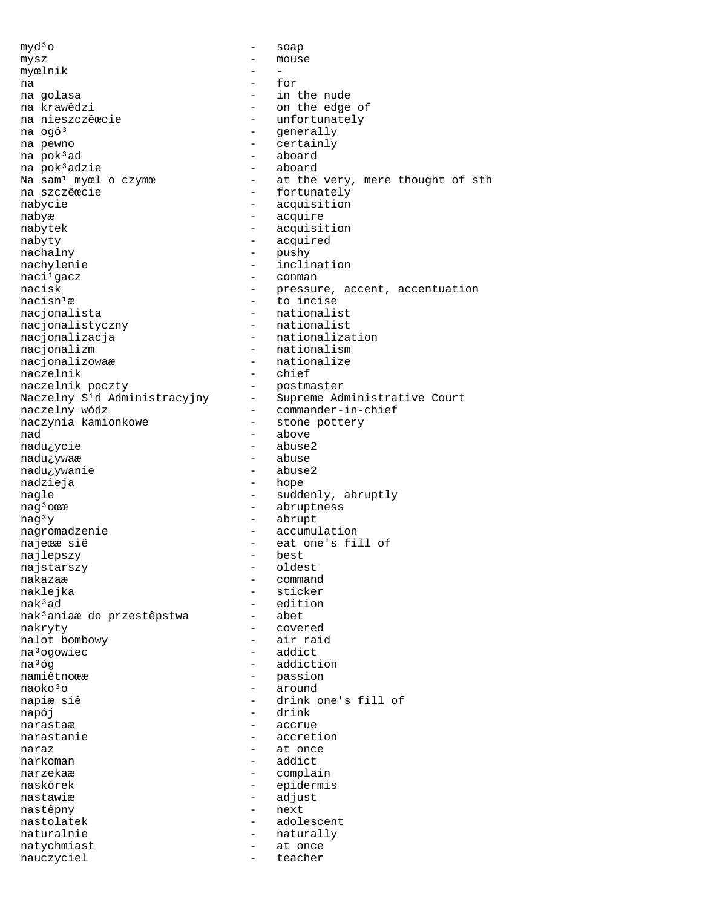```
mydło                          -   soap
mysz                           -   mouse
myœlnik                        -   -
na                             -   for
na golasa                      -   in the nude
na krawêdzi                    -   on the edge of
na nieszczêœcie                -   unfortunately
na ogó³                        -   generally
na pewno                       -   certainly
na pok³ad                      -   aboard
na pok³adzie                   -   aboard
Na sam¹ myœl o czymœ           -   at the very, mere thought of sth
na szczêœcie                   -   fortunately
nabycie                        -   acquisition
nabyæ                          -   acquire
nabytek                        -   acquisition
nabyty                         -   acquired
nachalny                       -   pushy
nachylenie                     -   inclination
naci¹gacz                      -   conman
nacisk                         -   pressure, accent, accentuation
nacisn¹æ                       -   to incise
nacjonalista                   -   nationalist
nacjonalistyczny               -   nationalist
nacjonalizacja                 -   nationalization
nacjonalizm                    -   nationalism
nacjonalizowaæ                 -   nationalize
naczelnik                      -   chief
naczelnik poczty               -   postmaster
Naczelny S¹d Administracyjny   -   Supreme Administrative Court
naczelny wódz                  -   commander-in-chief
naczynia kamionkowe            -   stone pottery
nad                            -   above
nadu¿ycie                      -   abuse2
nadu¿ywaæ                      -   abuse
nadu¿ywanie                    -   abuse2
nadzieja                       -   hope
nagle                          -   suddenly, abruptly
nag³oœæ                        -   abruptness
nag³y                          -   abrupt
nagromadzenie                  -   accumulation
najeœæ siê                     -   eat one's fill of
najlepszy                      -   best
najstarszy                     -   oldest
nakazaæ                        -   command
naklejka                       -   sticker
nak³ad                         -   edition
nak³aniaæ do przestêpstwa      -   abet
nakryty                        -   covered
nalot bombowy                  -   air raid
na³ogowiec                     -   addict
na³óg                          -   addiction
namiêtnoœæ                     -   passion
naoko³o                        -   around
napiæ siê                      -   drink one's fill of
napój                          -   drink
narastaæ                       -   accrue
narastanie                     -   accretion
naraz                          -   at once
narkoman                       -   addict
narzekaæ                       -   complain
naskórek                       -   epidermis
nastawiæ                       -   adjust
nastêpny                       -   next
nastolatek                     -   adolescent
naturalnie                     -   naturally
natychmiast                    -   at once
nauczyciel                     -   teacher
```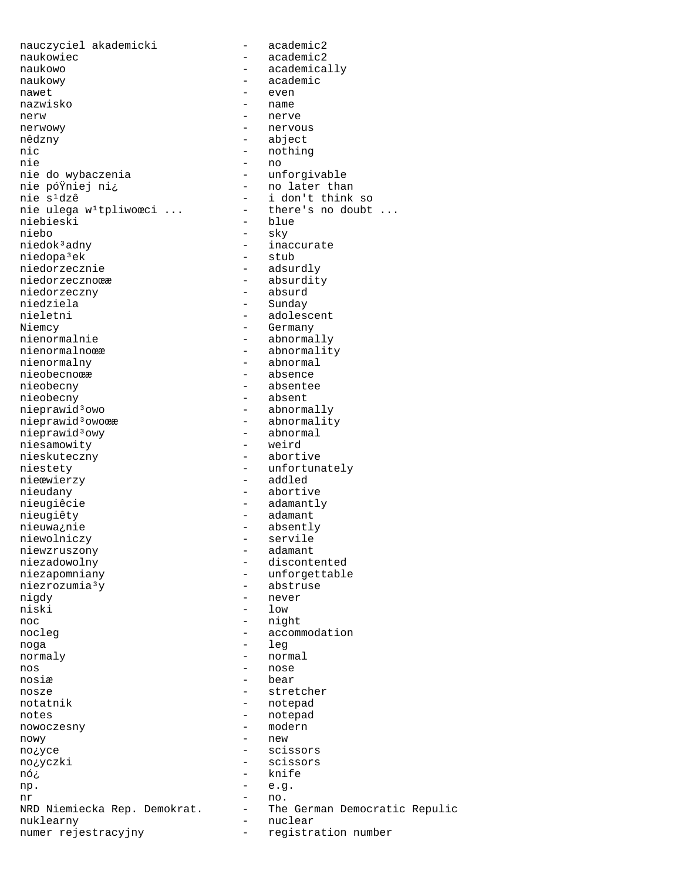```
nauczyciel akademicki           -   academic2
naukowiec                       -   academic2
naukowo                         -   academically
naukowy                         -   academic
nawet                           -   even
nazwisko                        -   name
nerw                            -   nerve
nerwowy                         -   nervous
nêdzny                          -   abject
nic                             -   nothing
nie                             -   no
nie do wybaczenia               -   unforgivable
nie póŸniej ni¿                 -   no later than
nie s¹dzê                       -   i don't think so
nie ulega w¹tpliwoœci ...       -   there's no doubt ...
niebieski                       -   blue
niebo                           -   sky
niedok³adny                     -   inaccurate
niedopa³ek                      -   stub
niedorzecznie                   -   adsurdly
niedorzecznoœæ                  -   absurdity
niedorzeczny                    -   absurd
niedziela                       -   Sunday
nieletni                        -   adolescent
Niemcy                          -   Germany
nienormalnie                    -   abnormally
nienormalnoœæ                   -   abnormality
nienormalny                     -   abnormal
nieobecnoœæ                     -   absence
nieobecny                       -   absentee
nieobecny                       -   absent
nieprawid³owo                   -   abnormally
nieprawid³owoœæ                 -   abnormality
nieprawid³owy                   -   abnormal
niesamowity                     -   weird
nieskuteczny                    -   abortive
niestety                        -   unfortunately
nieœwierzy                      -   addled
nieudany                        -   abortive
nieugiêcie                      -   adamantly
nieugiêty                       -   adamant
nieuwa¿nie                      -   absently
niewolniczy                     -   servile
niewzruszony                    -   adamant
niezadowolny                    -   discontented
niezapomniany                   -   unforgettable
niezrozumia³y                   -   abstruse
nigdy                           -   never
niski                           -   low
noc                             -   night
nocleg                          -   accommodation
noga                            -   leg
normaly                         -   normal
nos                             -   nose
nosiæ                           -   bear
nosze                           -   stretcher
notatnik                        -   notepad
notes                           -   notepad
nowoczesny                      -   modern
nowy                            -   new
no¿yce                          -   scissors
no¿yczki                        -   scissors
nó¿                             -   knife
np.                             -   e.g.
nr                              -   no.
NRD Niemiecka Rep. Demokrat.    -   The German Democratic Repulic
nuklearny                       -   nuclear
numer rejestracyjny             -   registration number
```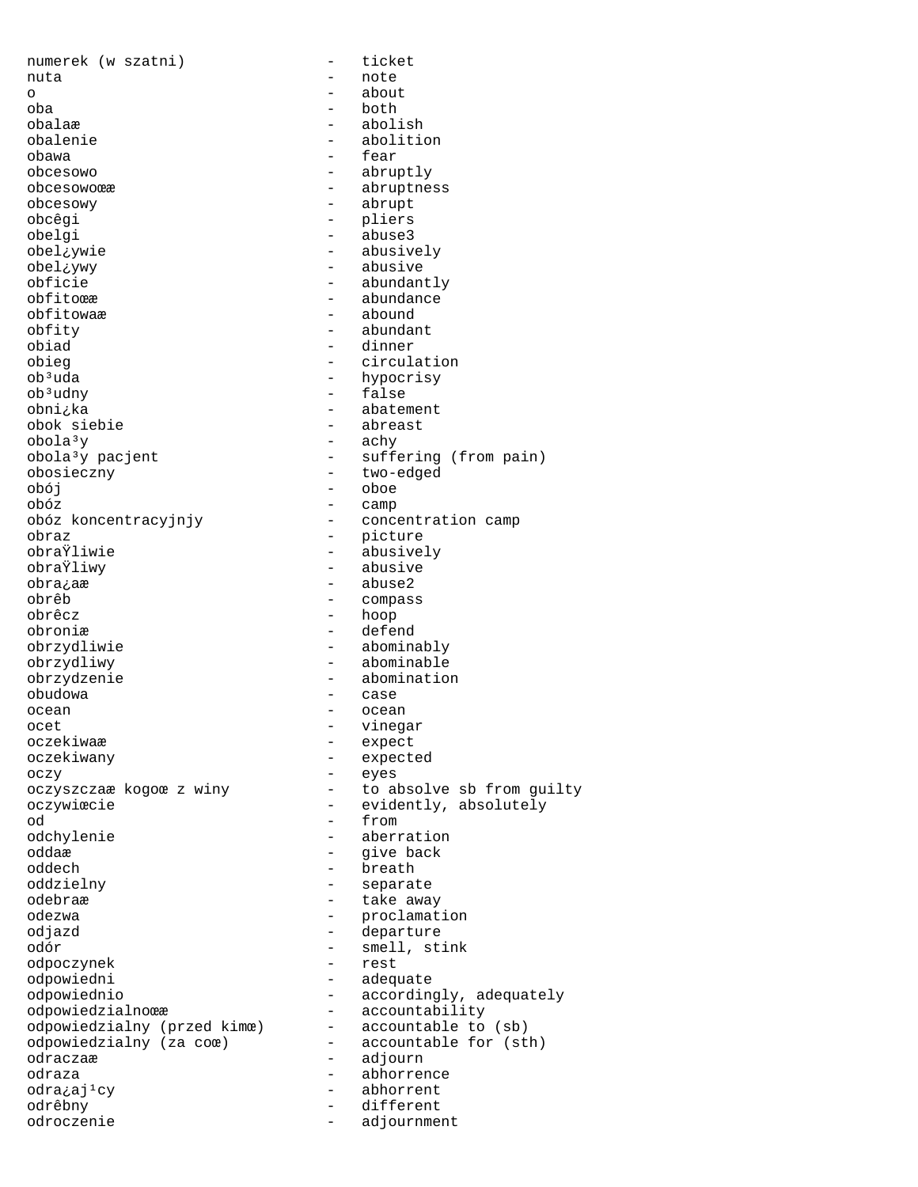numerek (w szatni) - ticket
nuta - note
o - about
oba - both
obalaæ - abolish
obalenie - abolition
obawa - fear
obcesowo - abruptly
obcesowoœæ - abruptness
obcesowy - abrupt
obcêgi - pliers
obelgi - abuse3
obel¿ywie - abusively
obel¿ywy - abusive
obficie - abundantly
obfitoœæ - abundance
obfitowaæ - abound
obfity - abundant
obiad - dinner
obieg - circulation
ob³uda - hypocrisy
ob³udny - false
obni¿ka - abatement
obok siebie - abreast
obola³y - achy
obola³y pacjent - suffering (from pain)
obosieczny - two-edged
obój - oboe
obóz - camp
obóz koncentracyjnjy - concentration camp
obraz - picture
obraŸliwie - abusively
obraŸliwy - abusive
obra¿aæ - abuse2
obrêb - compass
obrêcz - hoop
obroniæ - defend
obrzydliwie - abominably
obrzydliwy - abominable
obrzydzenie - abomination
obudowa - case
ocean - ocean
ocet - vinegar
oczekiwaæ - expect
oczekiwany - expected
oczy - eyes
oczyszczaæ kogoœ z winy - to absolve sb from guilty
oczywiœcie - evidently, absolutely
od - from
odchylenie - aberration
oddaæ - give back
oddech - breath
oddzielny - separate
odebraæ - take away
odezwa - proclamation
odjazd - departure
odór - smell, stink
odpoczynek - rest
odpowiedni - adequate
odpowiednio - accordingly, adequately
odpowiedzialnoœæ - accountability
odpowiedzialny (przed kimœ) - accountable to (sb)
odpowiedzialny (za coœ) - accountable for (sth)
odraczaæ - adjourn
odraza - abhorrence
odra¿aj¹cy - abhorrent
odrêbny - different
odroczenie - adjournment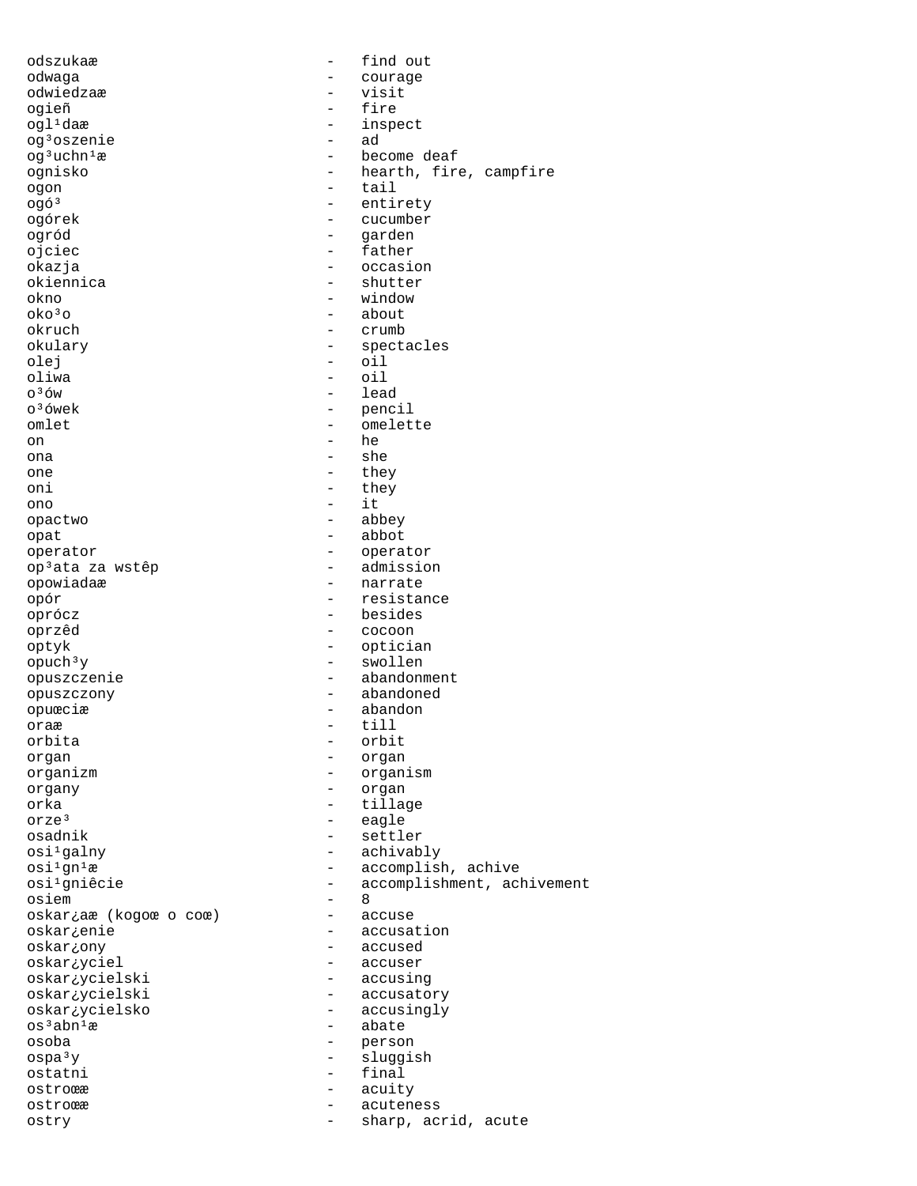```
odszukaæ                          -   find out
odwaga                            -   courage
odwiedzaæ                         -   visit
ogieñ                             -   fire
ogl¹daæ                           -   inspect
og³oszenie                        -   ad
og³uchn¹æ                         -   become deaf
ognisko                           -   hearth, fire, campfire
ogon                              -   tail
ogó³                              -   entirety
ogórek                            -   cucumber
ogród                             -   garden
ojciec                            -   father
okazja                            -   occasion
okiennica                         -   shutter
okno                              -   window
oko³o                             -   about
okruch                            -   crumb
okulary                           -   spectacles
olej                              -   oil
oliwa                             -   oil
o³ów                              -   lead
o³ówek                            -   pencil
omlet                             -   omelette
on                                -   he
ona                               -   she
one                               -   they
oni                               -   they
ono                               -   it
opactwo                           -   abbey
opat                              -   abbot
operator                          -   operator
op³ata za wstêp                   -   admission
opowiadaæ                         -   narrate
opór                              -   resistance
oprócz                            -   besides
oprzêd                            -   cocoon
optyk                             -   optician
opuch³y                           -   swollen
opuszczenie                       -   abandonment
opuszczony                        -   abandoned
opuœciæ                           -   abandon
oraæ                              -   till
orbita                            -   orbit
organ                             -   organ
organizm                          -   organism
organy                            -   organ
orka                              -   tillage
orze³                             -   eagle
osadnik                           -   settler
osi¹galny                         -   achivably
osi¹gn¹æ                          -   accomplish, achive
osi¹gniêcie                       -   accomplishment, achivement
osiem                             -   8
oskar¿aæ (kogoœ o coœ)            -   accuse
oskar¿enie                        -   accusation
oskar¿ony                         -   accused
oskar¿yciel                       -   accuser
oskar¿ycielski                    -   accusing
oskar¿ycielski                    -   accusatory
oskar¿ycielsko                    -   accusingly
os³abn¹æ                          -   abate
osoba                             -   person
ospa³y                            -   sluggish
ostatni                           -   final
ostroœæ                           -   acuity
ostroœæ                           -   acuteness
ostry                             -   sharp, acrid, acute
```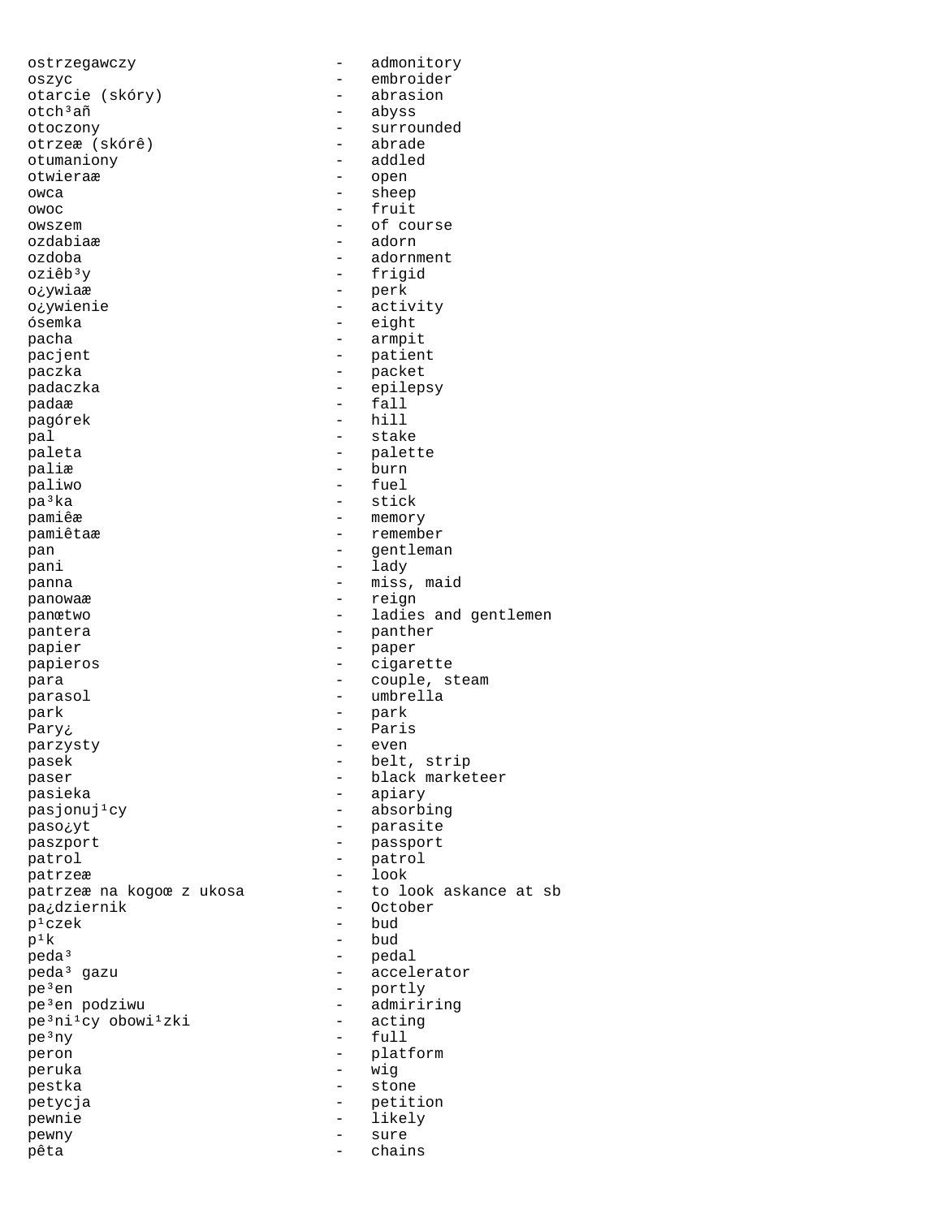ostrzegawczy - admonitory
oszyc - embroider
otarcie (skóry) - abrasion
otch³añ - abyss
otoczony - surrounded
otrzeæ (skórê) - abrade
otumaniony - addled
otwieraæ - open
owca - sheep
owoc - fruit
owszem - of course
ozdabiaæ - adorn
ozdoba - adornment
oziêb³y - frigid
o¿ywiaæ - perk
o¿ywienie - activity
ósemka - eight
pacha - armpit
pacjent - patient
paczka - packet
padaczka - epilepsy
padaæ - fall
pagórek - hill
pal - stake
paleta - palette
paliæ - burn
paliwo - fuel
pa³ka - stick
pamiêæ - memory
pamiêtaæ - remember
pan - gentleman
pani - lady
panna - miss, maid
panowaæ - reign
panœtwo - ladies and gentlemen
pantera - panther
papier - paper
papieros - cigarette
para - couple, steam
parasol - umbrella
park - park
Pary¿ - Paris
parzysty - even
pasek - belt, strip
paser - black marketeer
pasieka - apiary
pasjonuj¹cy - absorbing
paso¿yt - parasite
paszport - passport
patrol - patrol
patrzeæ - look
patrzeæ na kogoœ z ukosa - to look askance at sb
pa¿dziernik - October
p¹czek - bud
p¹k - bud
peda³ - pedal
peda³ gazu - accelerator
pe³en - portly
pe³en podziwu - admiriring
pe³ni¹cy obowi¹zki - acting
pe³ny - full
peron - platform
peruka - wig
pestka - stone
petycja - petition
pewnie - likely
pewny - sure
pêta - chains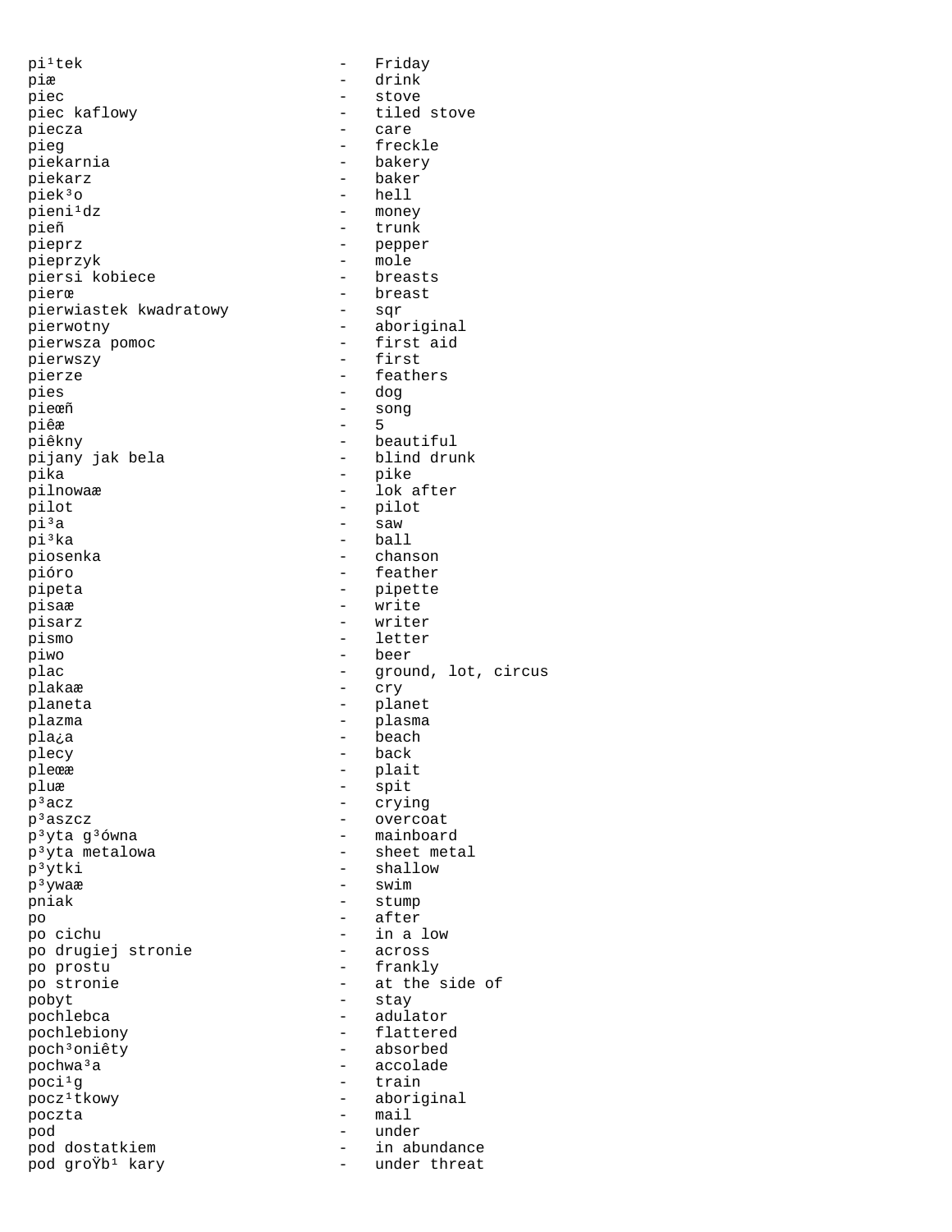```
piątek                     -   Friday
piæ                        -   drink
piec                       -   stove
piec kaflowy               -   tiled stove
piecza                     -   care
pieg                       -   freckle
piekarnia                  -   bakery
piekarz                    -   baker
piek³o                     -   hell
pieni¹dz                   -   money
pieñ                       -   trunk
pieprz                     -   pepper
pieprzyk                   -   mole
piersi kobiece             -   breasts
pierœ                      -   breast
pierwiastek kwadratowy     -   sqr
pierwotny                  -   aboriginal
pierwsza pomoc             -   first aid
pierwszy                   -   first
pierze                     -   feathers
pies                       -   dog
pieœñ                      -   song
piêæ                       -   5
piêkny                     -   beautiful
pijany jak bela            -   blind drunk
pika                       -   pike
pilnowaæ                   -   lok after
pilot                      -   pilot
pi³a                       -   saw
pi³ka                      -   ball
piosenka                   -   chanson
pióro                      -   feather
pipeta                     -   pipette
pisaæ                      -   write
pisarz                     -   writer
pismo                      -   letter
piwo                       -   beer
plac                       -   ground, lot, circus
plakaæ                     -   cry
planeta                    -   planet
plazma                     -   plasma
pla¿a                      -   beach
plecy                      -   back
pleœæ                      -   plait
pluæ                       -   spit
p³acz                      -   crying
p³aszcz                    -   overcoat
p³yta g³ówna               -   mainboard
p³yta metalowa             -   sheet metal
p³ytki                     -   shallow
p³ywaæ                     -   swim
pniak                      -   stump
po                         -   after
po cichu                   -   in a low
po drugiej stronie         -   across
po prostu                  -   frankly
po stronie                 -   at the side of
pobyt                      -   stay
pochlebca                  -   adulator
pochlebiony                -   flattered
poch³oniêty                -   absorbed
pochwa³a                   -   accolade
poci¹g                     -   train
pocz¹tkowy                 -   aboriginal
poczta                     -   mail
pod                        -   under
pod dostatkiem             -   in abundance
pod groŸb¹ kary            -   under threat
```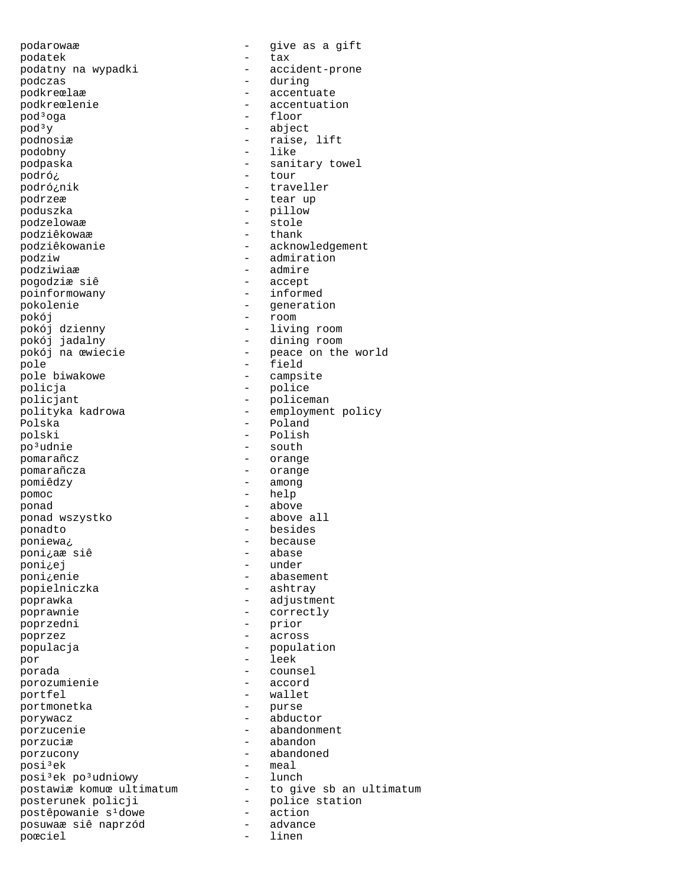podarowaæ - give as a gift
podatek - tax
podatny na wypadki - accident-prone
podczas - during
podkreœlaæ - accentuate
podkreœlenie - accentuation
pod³oga - floor
pod³y - abject
podnosiæ - raise, lift
podobny - like
podpaska - sanitary towel
podró¿ - tour
podró¿nik - traveller
podrzeæ - tear up
poduszka - pillow
podzelowaæ - stole
podziêkowaæ - thank
podziêkowanie - acknowledgement
podziw - admiration
podziwiaæ - admire
pogodziæ siê - accept
poinformowany - informed
pokolenie - generation
pokój - room
pokój dzienny - living room
pokój jadalny - dining room
pokój na œwiecie - peace on the world
pole - field
pole biwakowe - campsite
policja - police
policjant - policeman
polityka kadrowa - employment policy
Polska - Poland
polski - Polish
po³udnie - south
pomarañcz - orange
pomarañcza - orange
pomiêdzy - among
pomoc - help
ponad - above
ponad wszystko - above all
ponadto - besides
poniewa¿ - because
poni¿aæ siê - abase
poni¿ej - under
poni¿enie - abasement
popielniczka - ashtray
poprawka - adjustment
poprawnie - correctly
poprzedni - prior
poprzez - across
populacja - population
por - leek
porada - counsel
porozumienie - accord
portfel - wallet
portmonetka - purse
porywacz - abductor
porzucenie - abandonment
porzuciæ - abandon
porzucony - abandoned
posi³ek - meal
posi³ek po³udniowy - lunch
postawiæ komuœ ultimatum - to give sb an ultimatum
posterunek policji - police station
postêpowanie s¹dowe - action
posuwaæ siê naprzód - advance
poœciel - linen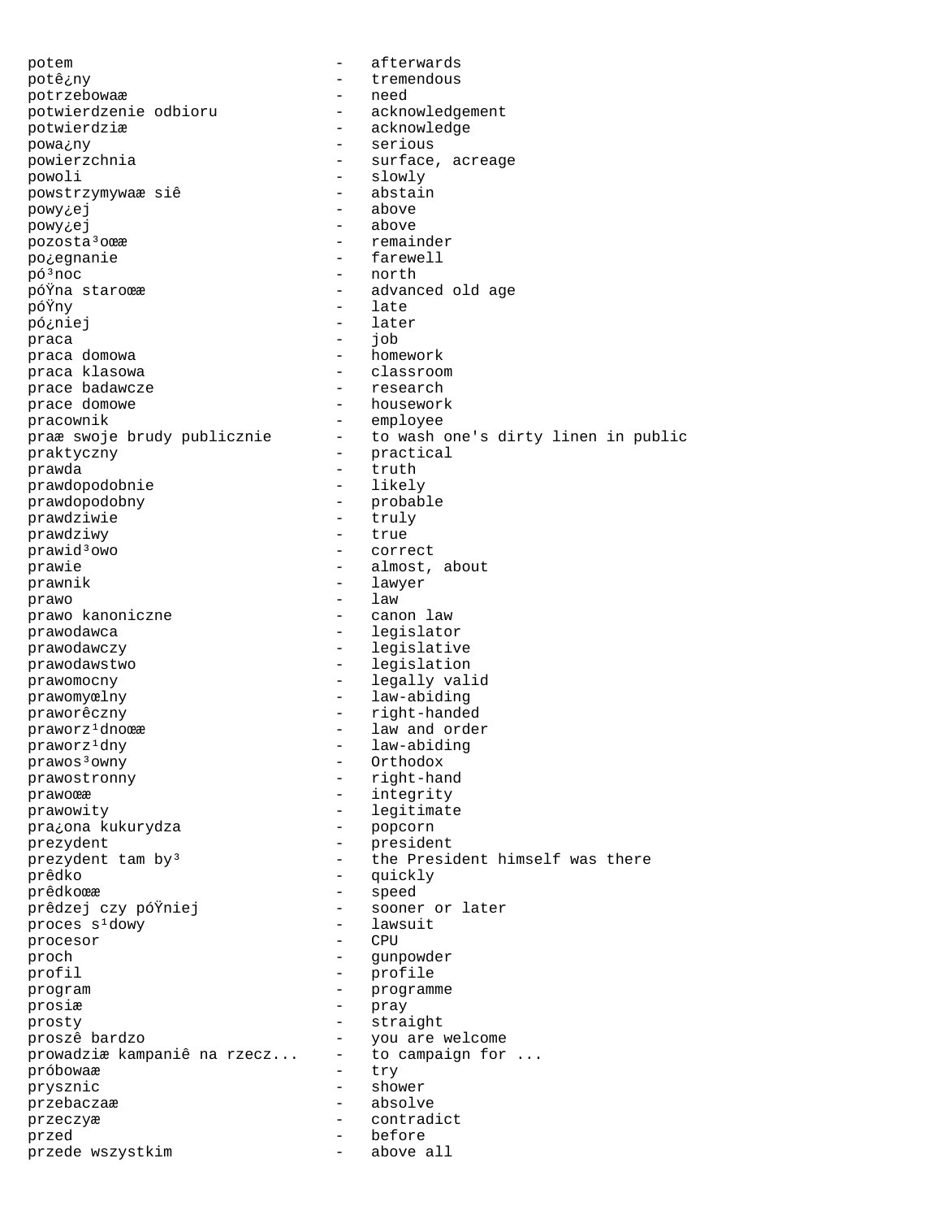```
potem                          -   afterwards
potê¿ny                        -   tremendous
potrzebowaæ                    -   need
potwierdzenie odbioru          -   acknowledgement
potwierdziæ                    -   acknowledge
powa¿ny                        -   serious
powierzchnia                   -   surface, acreage
powoli                         -   slowly
powstrzymywaæ siê              -   abstain
powy¿ej                        -   above
powy¿ej                        -   above
pozosta³oœæ                    -   remainder
po¿egnanie                     -   farewell
pó³noc                         -   north
póŸna staroœæ                  -   advanced old age
póŸny                          -   late
pó¿niej                        -   later
praca                          -   job
praca domowa                   -   homework
praca klasowa                  -   classroom
prace badawcze                 -   research
prace domowe                   -   housework
pracownik                      -   employee
praæ swoje brudy publicznie    -   to wash one's dirty linen in public
praktyczny                     -   practical
prawda                         -   truth
prawdopodobnie                 -   likely
prawdopodobny                  -   probable
prawdziwie                     -   truly
prawdziwy                      -   true
prawid³owo                     -   correct
prawie                         -   almost, about
prawnik                        -   lawyer
prawo                          -   law
prawo kanoniczne               -   canon law
prawodawca                     -   legislator
prawodawczy                    -   legislative
prawodawstwo                   -   legislation
prawomocny                     -   legally valid
prawomyœlny                    -   law-abiding
praworêczny                    -   right-handed
praworz¹dnoœæ                  -   law and order
praworz¹dny                    -   law-abiding
prawos³owny                    -   Orthodox
prawostronny                   -   right-hand
prawoœæ                        -   integrity
prawowity                      -   legitimate
pra¿ona kukurydza              -   popcorn
prezydent                      -   president
prezydent tam by³              -   the President himself was there
prêdko                         -   quickly
prêdkoœæ                       -   speed
prêdzej czy póŸniej            -   sooner or later
proces s¹dowy                  -   lawsuit
procesor                       -   CPU
proch                          -   gunpowder
profil                         -   profile
program                        -   programme
prosiæ                         -   pray
prosty                         -   straight
proszê bardzo                  -   you are welcome
prowadziæ kampaniê na rzecz... -   to campaign for ...
próbowaæ                       -   try
prysznic                       -   shower
przebaczaæ                     -   absolve
przeczyæ                       -   contradict
przed                          -   before
przede wszystkim               -   above all
```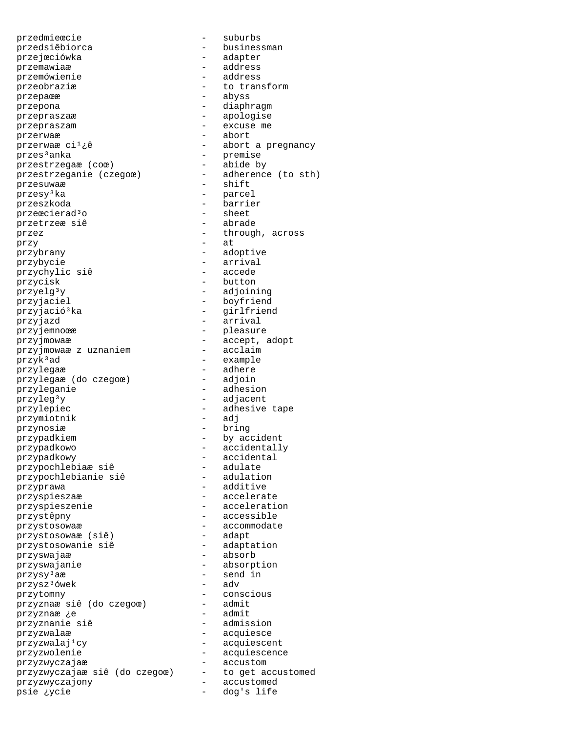przedmieœcie - suburbs
przedsiêbiorca - businessman
przejœciówka - adapter
przemawiaæ - address
przemówienie - address
przeobraziæ - to transform
przepaœæ - abyss
przepona - diaphragm
przepraszaæ - apologise
przepraszam - excuse me
przerwaæ - abort
przerwaæ ci¹¿ê - abort a pregnancy
przes³anka - premise
przestrzegaæ (coœ) - abide by
przestrzeganie (czegoœ) - adherence (to sth)
przesuwaæ - shift
przesy³ka - parcel
przeszkoda - barrier
przeœcierad³o - sheet
przetrzeæ siê - abrade
przez - through, across
przy - at
przybrany - adoptive
przybycie - arrival
przychylic siê - accede
przycisk - button
przyelg³y - adjoining
przyjaciel - boyfriend
przyjació³ka - girlfriend
przyjazd - arrival
przyjemnoœæ - pleasure
przyjmowaæ - accept, adopt
przyjmowaæ z uznaniem - acclaim
przyk³ad - example
przylegaæ - adhere
przylegaæ (do czegoœ) - adjoin
przyleganie - adhesion
przyleg³y - adjacent
przylepiec - adhesive tape
przymiotnik - adj
przynosiæ - bring
przypadkiem - by accident
przypadkowo - accidentally
przypadkowy - accidental
przypochlebiaæ siê - adulate
przypochlebianie siê - adulation
przyprawa - additive
przyspieszaæ - accelerate
przyspieszenie - acceleration
przystêpny - accessible
przystosowaæ - accommodate
przystosowaæ (siê) - adapt
przystosowanie siê - adaptation
przyswajaæ - absorb
przyswajanie - absorption
przysy³aæ - send in
przysz³ówek - adv
przytomny - conscious
przyznaæ siê (do czegoœ) - admit
przyznaæ ¿e - admit
przyznanie siê - admission
przyzwalaæ - acquiesce
przyzwalaj¹cy - acquiescent
przyzwolenie - acquiescence
przyzwyczajaæ - accustom
przyzwyczajaæ siê (do czegoœ) - to get accustomed
przyzwyczajony - accustomed
psie ¿ycie - dog's life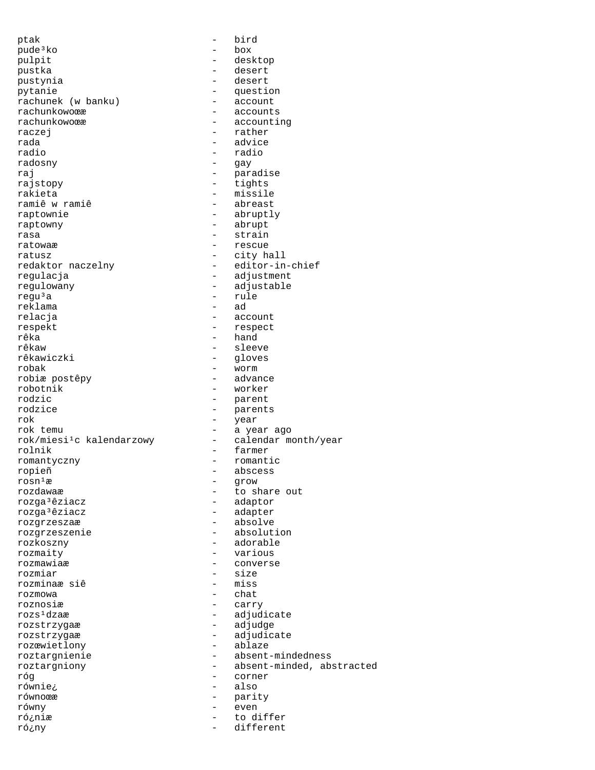ptak - bird
pude³ko - box
pulpit - desktop
pustka - desert
pustynia - desert
pytanie - question
rachunek (w banku) - account
rachunkowoœæ - accounts
rachunkowoœæ - accounting
raczej - rather
rada - advice
radio - radio
radosny - gay
raj - paradise
rajstopy - tights
rakieta - missile
ramiê w ramiê - abreast
raptownie - abruptly
raptowny - abrupt
rasa - strain
ratowaæ - rescue
ratusz - city hall
redaktor naczelny - editor-in-chief
regulacja - adjustment
regulowany - adjustable
regu³a - rule
reklama - ad
relacja - account
respekt - respect
rêka - hand
rêkaw - sleeve
rêkawiczki - gloves
robak - worm
robiæ postêpy - advance
robotnik - worker
rodzic - parent
rodzice - parents
rok - year
rok temu - a year ago
rok/miesi¹c kalendarzowy - calendar month/year
rolnik - farmer
romantyczny - romantic
ropieñ - abscess
rosn¹æ - grow
rozdawaæ - to share out
rozga³êziacz - adaptor
rozga³êziacz - adapter
rozgrzeszaæ - absolve
rozgrzeszenie - absolution
rozkoszny - adorable
rozmaity - various
rozmawiaæ - converse
rozmiar - size
rozminaæ siê - miss
rozmowa - chat
roznosiæ - carry
rozs¹dzaæ - adjudicate
rozstrzygaæ - adjudge
rozstrzygaæ - adjudicate
rozœwietlony - ablaze
roztargnienie - absent-mindedness
roztargniony - absent-minded, abstracted
róg - corner
równie¿ - also
równoœæ - parity
równy - even
ró¿niæ - to differ
ró¿ny - different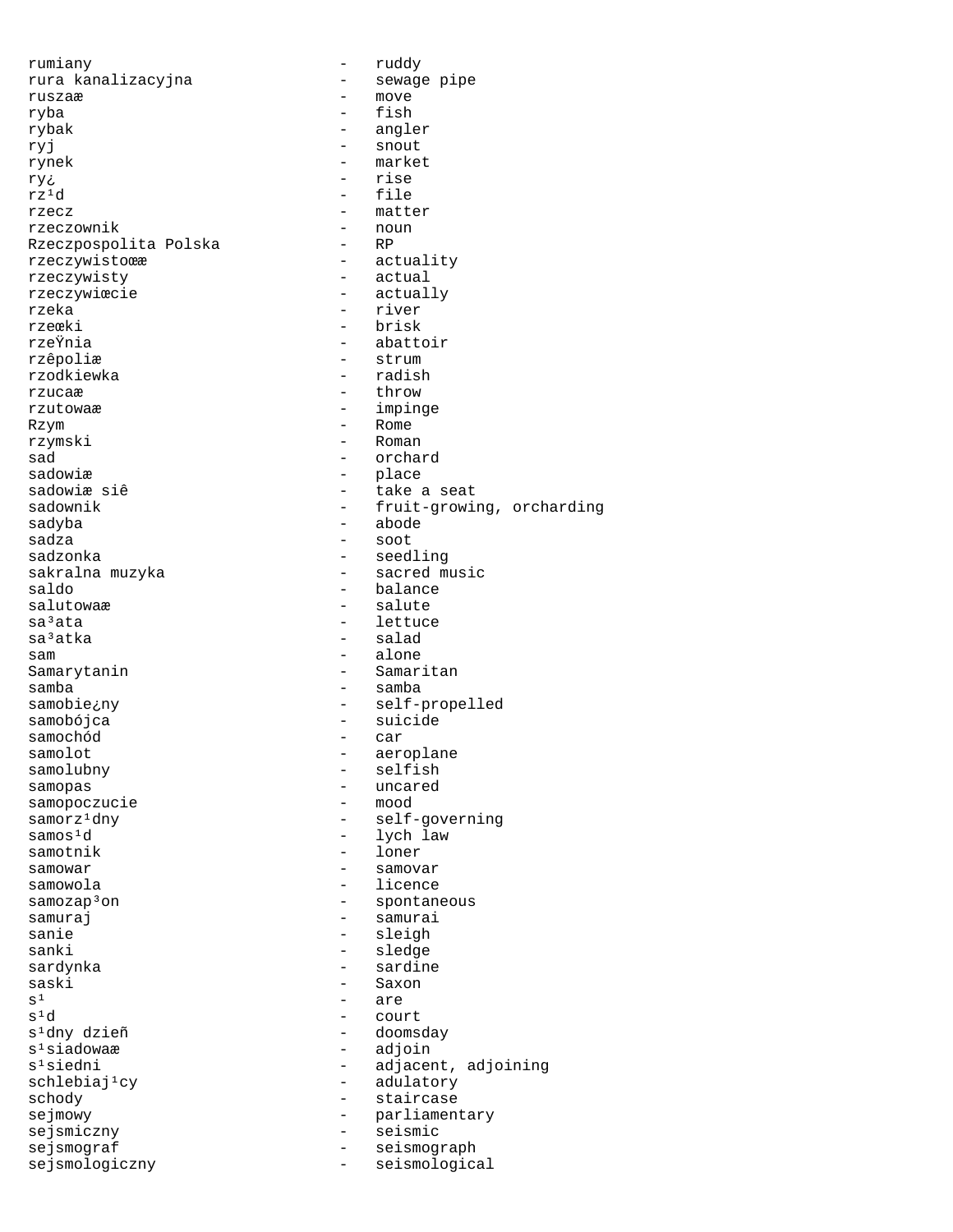```
rumiany                       -   ruddy
rura kanalizacyjna            -   sewage pipe
ruszaæ                        -   move
ryba                          -   fish
rybak                         -   angler
ryj                           -   snout
rynek                         -   market
ry¿                           -   rise
rz¹d                          -   file
rzecz                         -   matter
rzeczownik                    -   noun
Rzeczpospolita Polska         -   RP
rzeczywistoœæ                 -   actuality
rzeczywisty                   -   actual
rzeczywiœcie                  -   actually
rzeka                         -   river
rzeœki                        -   brisk
rzeŸnia                       -   abattoir
rzêpoliæ                      -   strum
rzodkiewka                    -   radish
rzucaæ                        -   throw
rzutowaæ                      -   impinge
Rzym                          -   Rome
rzymski                       -   Roman
sad                           -   orchard
sadowiæ                       -   place
sadowiæ siê                   -   take a seat
sadownik                      -   fruit-growing, orcharding
sadyba                        -   abode
sadza                         -   soot
sadzonka                      -   seedling
sakralna muzyka               -   sacred music
saldo                         -   balance
salutowaæ                     -   salute
sa³ata                        -   lettuce
sa³atka                       -   salad
sam                           -   alone
Samarytanin                   -   Samaritan
samba                         -   samba
samobie¿ny                    -   self-propelled
samobójca                     -   suicide
samochód                      -   car
samolot                       -   aeroplane
samolubny                     -   selfish
samopas                       -   uncared
samopoczucie                  -   mood
samorz¹dny                    -   self-governing
samos¹d                       -   lych law
samotnik                      -   loner
samowar                       -   samovar
samowola                      -   licence
samozap³on                    -   spontaneous
samuraj                       -   samurai
sanie                         -   sleigh
sanki                         -   sledge
sardynka                      -   sardine
saski                         -   Saxon
s¹                            -   are
s¹d                           -   court
s¹dny dzieñ                   -   doomsday
s¹siadowaæ                    -   adjoin
s¹siedni                      -   adjacent, adjoining
schlebiaj¹cy                  -   adulatory
schody                        -   staircase
sejmowy                       -   parliamentary
sejsmiczny                    -   seismic
sejsmograf                    -   seismograph
sejsmologiczny                -   seismological
```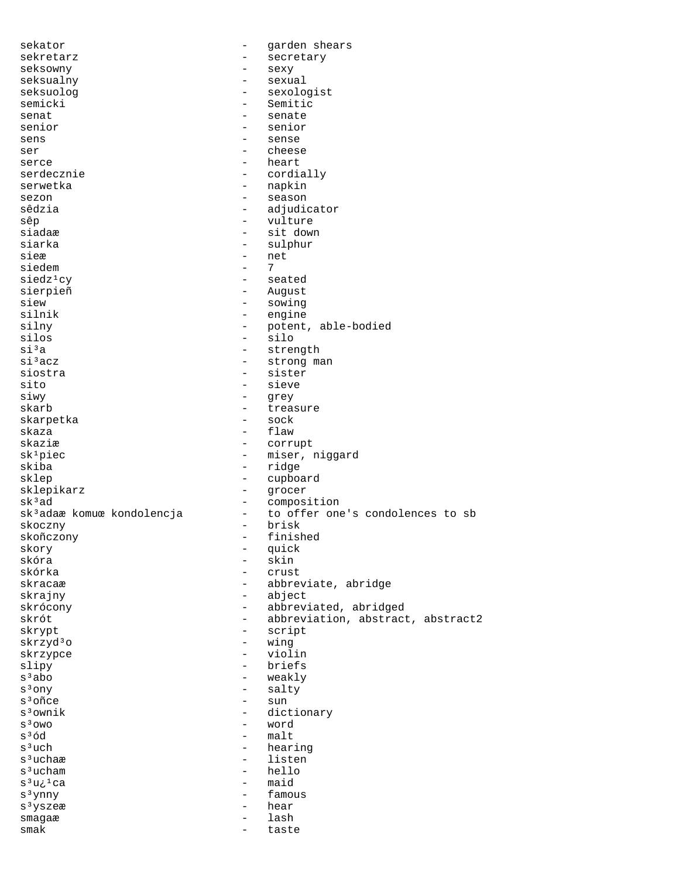sekator - garden shears
sekretarz - secretary
seksowny - sexy
seksualny - sexual
seksuolog - sexologist
semicki - Semitic
senat - senate
senior - senior
sens - sense
ser - cheese
serce - heart
serdecznie - cordially
serwetka - napkin
sezon - season
sêdzia - adjudicator
sêp - vulture
siadaæ - sit down
siarka - sulphur
sieæ - net
siedem - 7
siedz¹cy - seated
sierpieñ - August
siew - sowing
silnik - engine
silny - potent, able-bodied
silos - silo
si³a - strength
si³acz - strong man
siostra - sister
sito - sieve
siwy - grey
skarb - treasure
skarpetka - sock
skaza - flaw
skaziæ - corrupt
sk¹piec - miser, niggard
skiba - ridge
sklep - cupboard
sklepikarz - grocer
sk³ad - composition
sk³adaæ komuœ kondolencja - to offer one's condolences to sb
skoczny - brisk
skoñczony - finished
skory - quick
skóra - skin
skórka - crust
skracaæ - abbreviate, abridge
skrajny - abject
skrócony - abbreviated, abridged
skrót - abbreviation, abstract, abstract2
skrypt - script
skrzyd³o - wing
skrzypce - violin
slipy - briefs
s³abo - weakly
s³ony - salty
s³oñce - sun
s³ownik - dictionary
s³owo - word
s³ód - malt
s³uch - hearing
s³uchaæ - listen
s³ucham - hello
s³u¿¹ca - maid
s³ynny - famous
s³yszeæ - hear
smagaæ - lash
smak - taste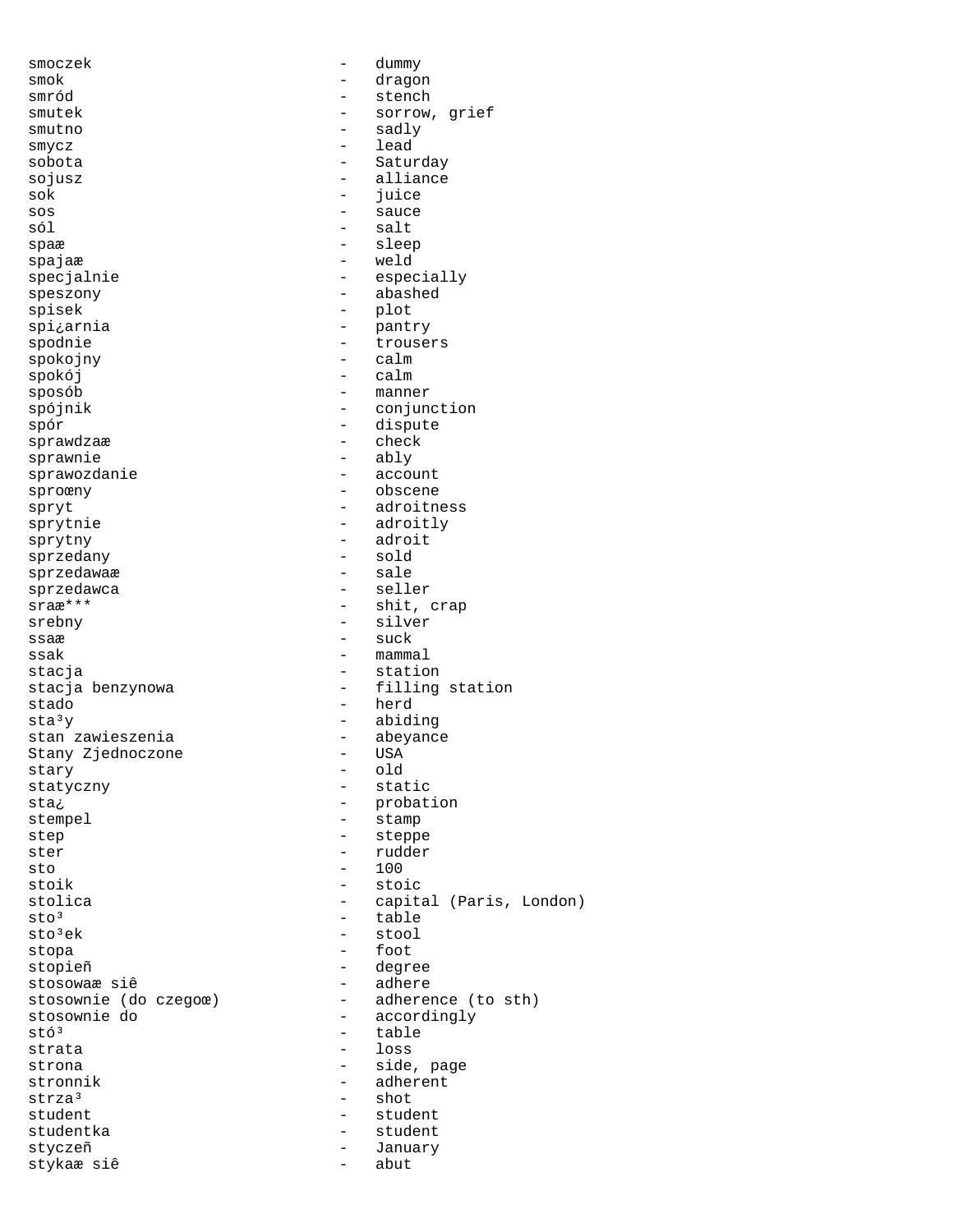smoczek - dummy
smok - dragon
smród - stench
smutek - sorrow, grief
smutno - sadly
smycz - lead
sobota - Saturday
sojusz - alliance
sok - juice
sos - sauce
sól - salt
spaæ - sleep
spajaæ - weld
specjalnie - especially
speszony - abashed
spisek - plot
spi¿arnia - pantry
spodnie - trousers
spokojny - calm
spokój - calm
sposób - manner
spójnik - conjunction
spór - dispute
sprawdzaæ - check
sprawnie - ably
sprawozdanie - account
sproœny - obscene
spryt - adroitness
sprytnie - adroitly
sprytny - adroit
sprzedany - sold
sprzedawaæ - sale
sprzedawca - seller
sraæ*** - shit, crap
srebny - silver
ssaæ - suck
ssak - mammal
stacja - station
stacja benzynowa - filling station
stado - herd
sta³y - abiding
stan zawieszenia - abeyance
Stany Zjednoczone - USA
stary - old
statyczny - static
sta¿ - probation
stempel - stamp
step - steppe
ster - rudder
sto - 100
stoik - stoic
stolica - capital (Paris, London)
sto³ - table
sto³ek - stool
stopa - foot
stopieñ - degree
stosowaæ siê - adhere
stosownie (do czegoœ) - adherence (to sth)
stosownie do - accordingly
stó³ - table
strata - loss
strona - side, page
stronnik - adherent
strza³ - shot
student - student
studentka - student
styczeñ - January
stykaæ siê - abut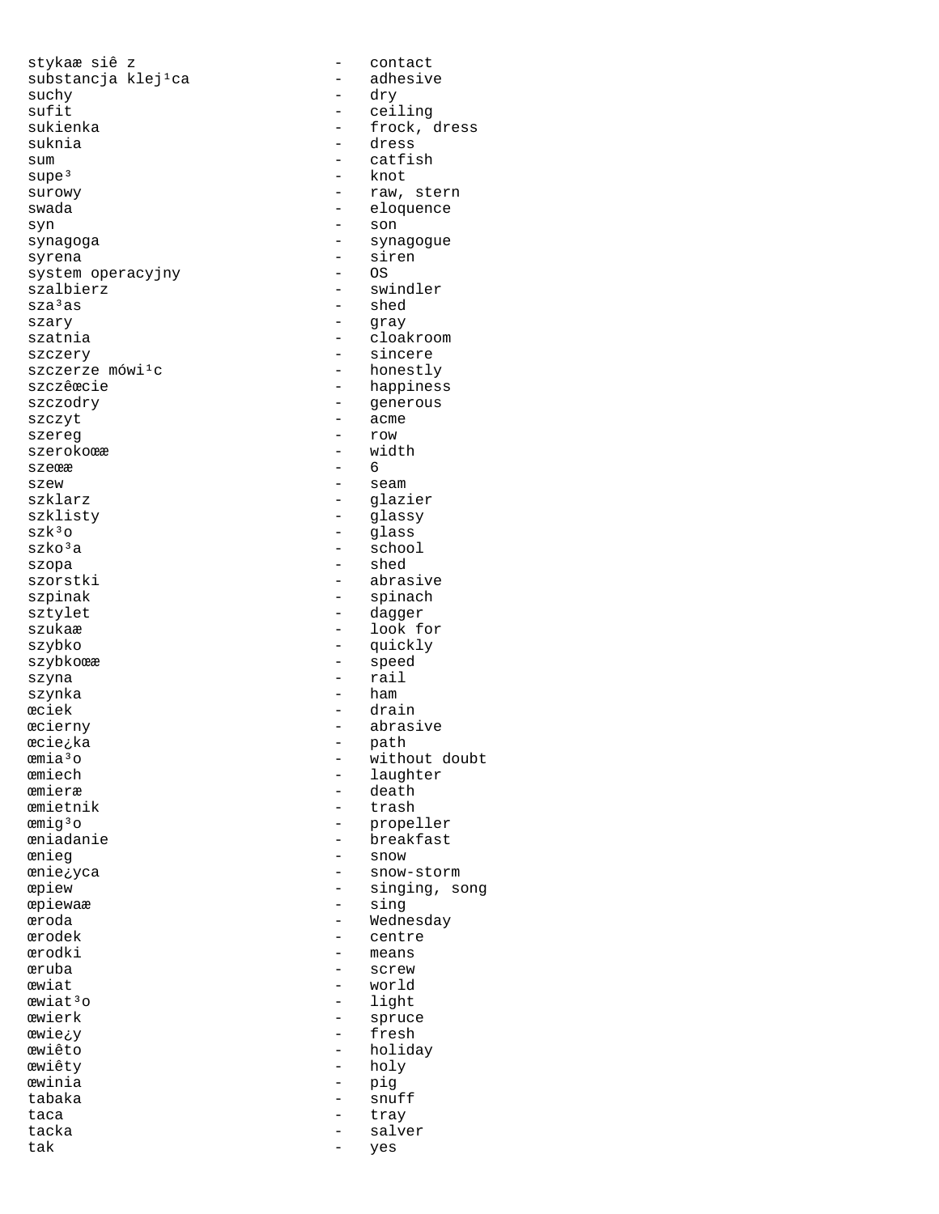stykaæ siê z - contact
substancja klej¹ca - adhesive
suchy - dry
sufit - ceiling
sukienka - frock, dress
suknia - dress
sum - catfish
supe³ - knot
surowy - raw, stern
swada - eloquence
syn - son
synagoga - synagogue
syrena - siren
system operacyjny - OS
szalbierz - swindler
sza³as - shed
szary - gray
szatnia - cloakroom
szczery - sincere
szczerze mówi¹c - honestly
szczêœcie - happiness
szczodry - generous
szczyt - acme
szereg - row
szerokoœæ - width
szeœæ - 6
szew - seam
szklarz - glazier
szklisty - glassy
szk³o - glass
szko³a - school
szopa - shed
szorstki - abrasive
szpinak - spinach
sztylet - dagger
szukaæ - look for
szybko - quickly
szybkoœæ - speed
szyna - rail
szynka - ham
œciek - drain
œcierny - abrasive
œcie¿ka - path
œmia³o - without doubt
œmiech - laughter
œmieræ - death
œmietnik - trash
œmig³o - propeller
œniadanie - breakfast
œnieg - snow
œnie¿yca - snow-storm
œpiew - singing, song
œpiewaæ - sing
œroda - Wednesday
œrodek - centre
œrodki - means
œruba - screw
œwiat - world
œwiat³o - light
œwierk - spruce
œwie¿y - fresh
œwiêto - holiday
œwiêty - holy
œwinia - pig
tabaka - snuff
taca - tray
tacka - salver
tak - yes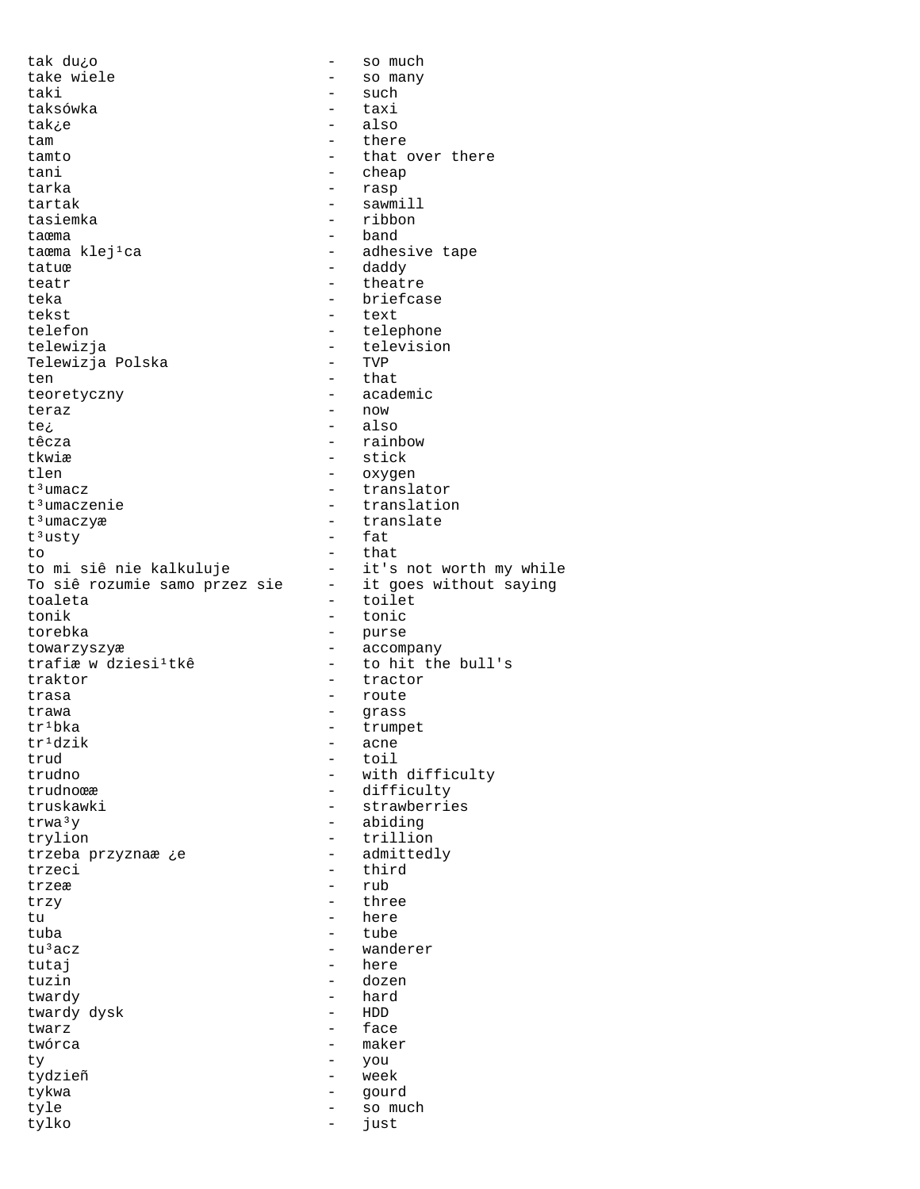```
tak du¿o                        -   so much
take wiele                      -   so many
taki                            -   such
taksówka                        -   taxi
tak¿e                           -   also
tam                             -   there
tamto                           -   that over there
tani                            -   cheap
tarka                           -   rasp
tartak                          -   sawmill
tasiemka                        -   ribbon
taœma                           -   band
taœma klej¹ca                   -   adhesive tape
tatuœ                           -   daddy
teatr                           -   theatre
teka                            -   briefcase
tekst                           -   text
telefon                         -   telephone
telewizja                       -   television
Telewizja Polska                -   TVP
ten                             -   that
teoretyczny                     -   academic
teraz                           -   now
te¿                             -   also
têcza                           -   rainbow
tkwiæ                           -   stick
tlen                            -   oxygen
t³umacz                         -   translator
t³umaczenie                     -   translation
t³umaczyæ                       -   translate
t³usty                          -   fat
to                              -   that
to mi siê nie kalkuluje         -   it's not worth my while
To siê rozumie samo przez sie   -   it goes without saying
toaleta                         -   toilet
tonik                           -   tonic
torebka                         -   purse
towarzyszyæ                     -   accompany
trafiæ w dziesi¹tkê             -   to hit the bull's
traktor                         -   tractor
trasa                           -   route
trawa                           -   grass
tr¹bka                          -   trumpet
tr¹dzik                         -   acne
trud                            -   toil
trudno                          -   with difficulty
trudnoœæ                        -   difficulty
truskawki                       -   strawberries
trwa³y                          -   abiding
trylion                         -   trillion
trzeba przyznaæ ¿e              -   admittedly
trzeci                          -   third
trzeæ                           -   rub
trzy                            -   three
tu                              -   here
tuba                            -   tube
tu³acz                          -   wanderer
tutaj                           -   here
tuzin                           -   dozen
twardy                          -   hard
twardy dysk                     -   HDD
twarz                           -   face
twórca                          -   maker
ty                              -   you
tydzieñ                         -   week
tykwa                           -   gourd
tyle                            -   so much
tylko                           -   just
```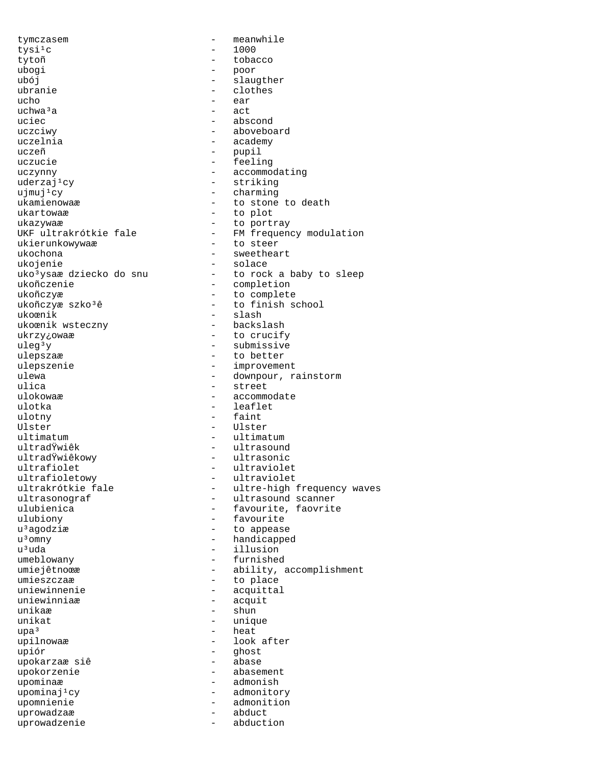```
tymczasem                    -   meanwhile
tysi¹c                       -   1000
tytoñ                        -   tobacco
ubogi                        -   poor
ubój                         -   slaugther
ubranie                      -   clothes
ucho                         -   ear
uchwa³a                      -   act
uciec                        -   abscond
uczciwy                      -   aboveboard
uczelnia                     -   academy
uczeñ                        -   pupil
uczucie                      -   feeling
uczynny                      -   accommodating
uderzaj¹cy                   -   striking
ujmuj¹cy                     -   charming
ukamienowaæ                  -   to stone to death
ukartowaæ                    -   to plot
ukazywaæ                     -   to portray
UKF ultrakrótkie fale        -   FM frequency modulation
ukierunkowywaæ               -   to steer
ukochona                     -   sweetheart
ukojenie                     -   solace
uko³ysaæ dziecko do snu      -   to rock a baby to sleep
ukoñczenie                   -   completion
ukoñczyæ                     -   to complete
ukoñczyæ szko³ê              -   to finish school
ukoœnik                      -   slash
ukoœnik wsteczny             -   backslash
ukrzy¿owaæ                   -   to crucify
uleg³y                       -   submissive
ulepszaæ                     -   to better
ulepszenie                   -   improvement
ulewa                        -   downpour, rainstorm
ulica                        -   street
ulokowaæ                     -   accommodate
ulotka                       -   leaflet
ulotny                       -   faint
Ulster                       -   Ulster
ultimatum                    -   ultimatum
ultradŸwiêk                  -   ultrasound
ultradŸwiêkowy               -   ultrasonic
ultrafiolet                  -   ultraviolet
ultrafioletowy               -   ultraviolet
ultrakrótkie fale            -   ultre-high frequency waves
ultrasonograf                -   ultrasound scanner
ulubienica                   -   favourite, faovrite
ulubiony                     -   favourite
u³agodziæ                    -   to appease
u³omny                       -   handicapped
u³uda                        -   illusion
umeblowany                   -   furnished
umiejêtnoœæ                  -   ability, accomplishment
umieszczaæ                   -   to place
uniewinnenie                 -   acquittal
uniewinniaæ                  -   acquit
unikaæ                       -   shun
unikat                       -   unique
upa³                         -   heat
upilnowaæ                    -   look after
upiór                        -   ghost
upokarzaæ siê                -   abase
upokorzenie                  -   abasement
upominaæ                     -   admonish
upominaj¹cy                  -   admonitory
upomnienie                   -   admonition
uprowadzaæ                   -   abduct
uprowadzenie                 -   abduction
```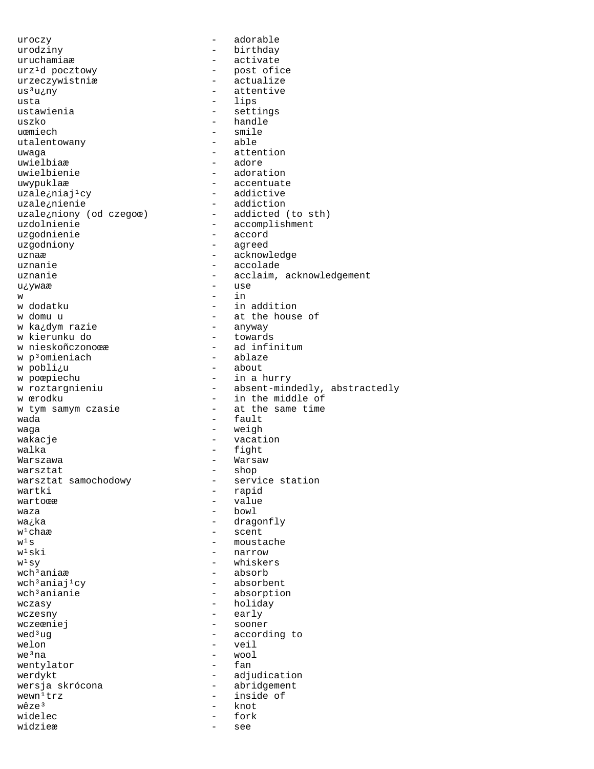uroczy - adorable
urodziny - birthday
uruchamiaæ - activate
urz¹d pocztowy - post ofice
urzeczywistniæ - actualize
us³u¿ny - attentive
usta - lips
ustawienia - settings
uszko - handle
uœmiech - smile
utalentowany - able
uwaga - attention
uwielbiaæ - adore
uwielbienie - adoration
uwypuklaæ - accentuate
uzale¿niaj¹cy - addictive
uzale¿nienie - addiction
uzale¿niony (od czegoœ) - addicted (to sth)
uzdolnienie - accomplishment
uzgodnienie - accord
uzgodniony - agreed
uznaæ - acknowledge
uznanie - accolade
uznanie - acclaim, acknowledgement
u¿ywaæ - use
w - in
w dodatku - in addition
w domu u - at the house of
w ka¿dym razie - anyway
w kierunku do - towards
w nieskoñczonoœæ - ad infinitum
w p³omieniach - ablaze
w pobli¿u - about
w poœpiechu - in a hurry
w roztargnieniu - absent-mindedly, abstractedly
w œrodku - in the middle of
w tym samym czasie - at the same time
wada - fault
waga - weigh
wakacje - vacation
walka - fight
Warszawa - Warsaw
warsztat - shop
warsztat samochodowy - service station
wartki - rapid
wartoœæ - value
waza - bowl
wa¿ka - dragonfly
w¹chaæ - scent
w¹s - moustache
w¹ski - narrow
w¹sy - whiskers
wch³aniaæ - absorb
wch³aniaj¹cy - absorbent
wch³anianie - absorption
wczasy - holiday
wczesny - early
wczeœniej - sooner
wed³ug - according to
welon - veil
we³na - wool
wentylator - fan
werdykt - adjudication
wersja skrócona - abridgement
wewn¹trz - inside of
wêze³ - knot
widelec - fork
widzieæ - see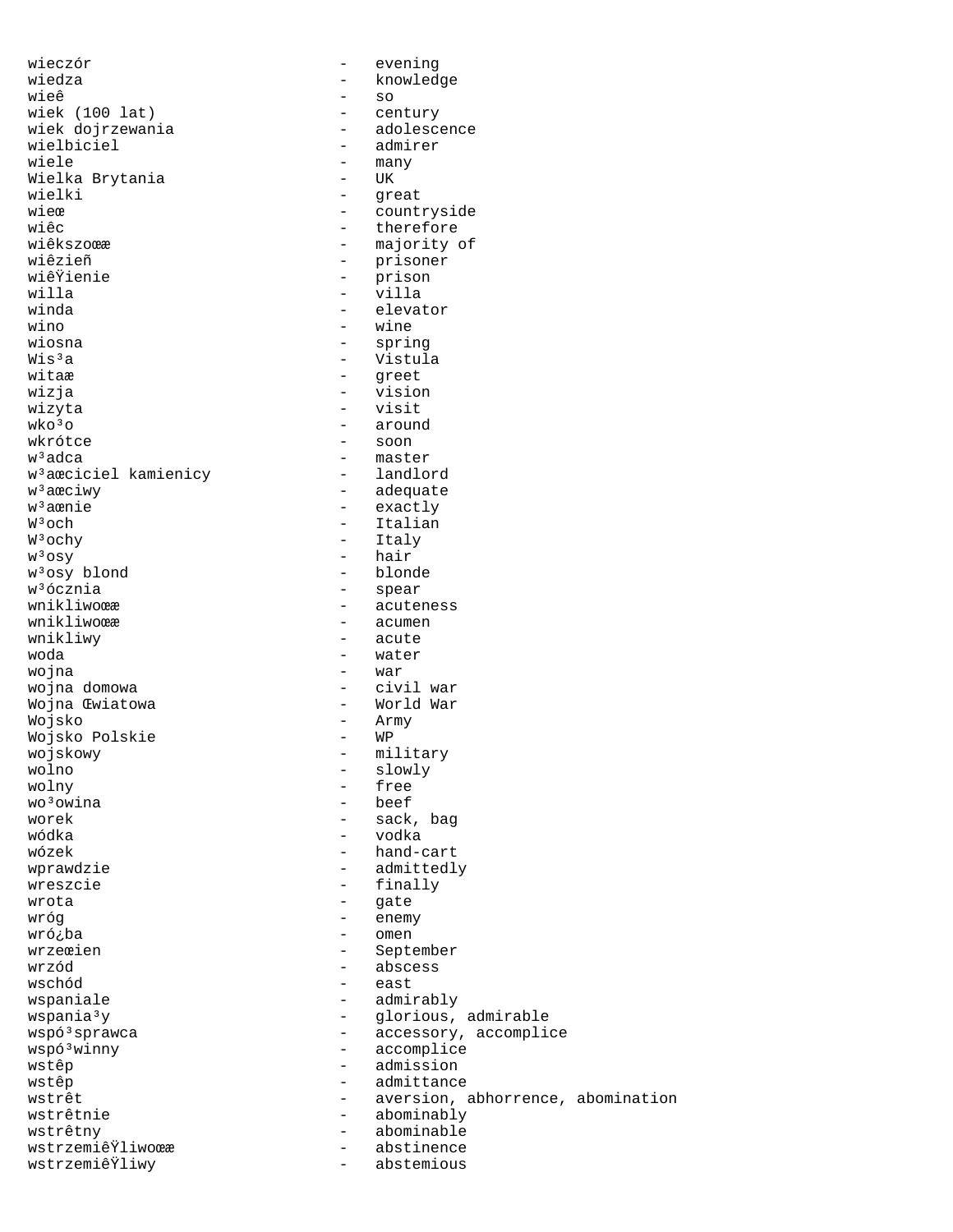```
wieczór                        -   evening
wiedza                         -   knowledge
wieê                           -   so
wiek (100 lat)                 -   century
wiek dojrzewania               -   adolescence
wielbiciel                     -   admirer
wiele                          -   many
Wielka Brytania                -   UK
wielki                         -   great
wieœ                           -   countryside
wiêc                           -   therefore
wiêkszoœæ                      -   majority of
wiêzieñ                        -   prisoner
wiêŸienie                      -   prison
willa                          -   villa
winda                          -   elevator
wino                           -   wine
wiosna                         -   spring
Wis³a                          -   Vistula
witaæ                          -   greet
wizja                          -   vision
wizyta                         -   visit
wko³o                          -   around
wkrótce                        -   soon
w³adca                         -   master
w³aœciciel kamienicy           -   landlord
w³aœciwy                       -   adequate
w³aœnie                        -   exactly
W³och                          -   Italian
W³ochy                         -   Italy
w³osy                          -   hair
w³osy blond                    -   blonde
w³ócznia                       -   spear
wnikliwoœæ                     -   acuteness
wnikliwoœæ                     -   acumen
wnikliwy                       -   acute
woda                           -   water
wojna                          -   war
wojna domowa                   -   civil war
Wojna Œwiatowa                 -   World War
Wojsko                         -   Army
Wojsko Polskie                 -   WP
wojskowy                       -   military
wolno                          -   slowly
wolny                          -   free
wo³owina                       -   beef
worek                          -   sack, bag
wódka                          -   vodka
wózek                          -   hand-cart
wprawdzie                      -   admittedly
wreszcie                       -   finally
wrota                          -   gate
wróg                           -   enemy
wró¿ba                         -   omen
wrzeœien                       -   September
wrzód                          -   abscess
wschód                         -   east
wspaniale                      -   admirably
wspania³y                      -   glorious, admirable
wspó³sprawca                   -   accessory, accomplice
wspó³winny                     -   accomplice
wstêp                          -   admission
wstêp                          -   admittance
wstrêt                         -   aversion, abhorrence, abomination
wstrêtnie                      -   abominably
wstrêtny                       -   abominable
wstrzemiêŸliwoœæ               -   abstinence
wstrzemiêŸliwy                 -   abstemious
```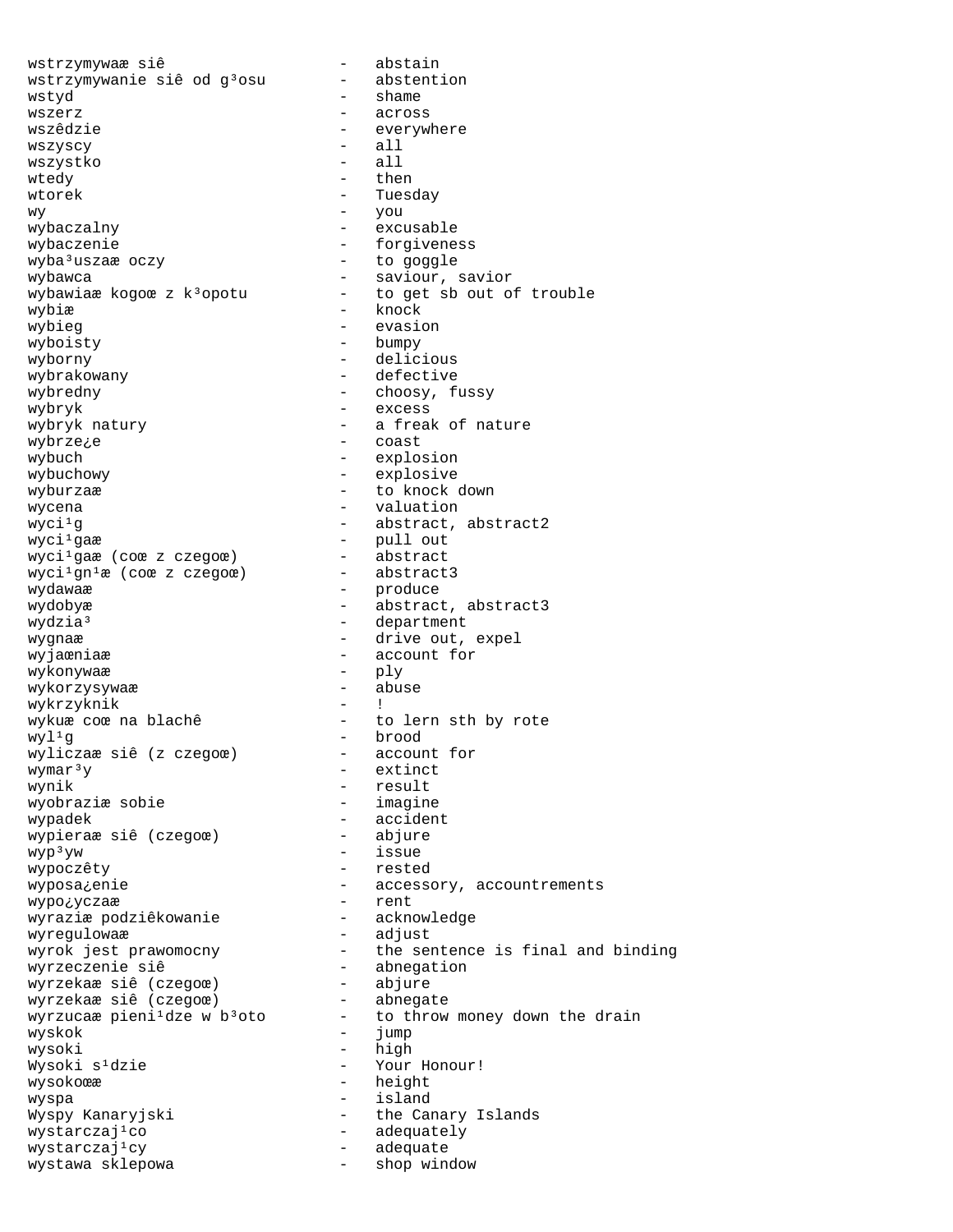wstrzymywaæ siê - abstain
wstrzymywanie siê od g³osu - abstention
wstyd - shame
wszerz - across
wszêdzie - everywhere
wszyscy - all
wszystko - all
wtedy - then
wtorek - Tuesday
wy - you
wybaczalny - excusable
wybaczenie - forgiveness
wyba³uszaæ oczy - to goggle
wybawca - saviour, savior
wybawiaæ kogoœ z k³opotu - to get sb out of trouble
wybiæ - knock
wybieg - evasion
wyboisty - bumpy
wyborny - delicious
wybrakowany - defective
wybredny - choosy, fussy
wybryk - excess
wybryk natury - a freak of nature
wybrze¿e - coast
wybuch - explosion
wybuchowy - explosive
wyburzaæ - to knock down
wycena - valuation
wyci¹g - abstract, abstract2
wyci¹gaæ - pull out
wyci¹gaæ (coœ z czegoœ) - abstract
wyci¹gn¹æ (coœ z czegoœ) - abstract3
wydawaæ - produce
wydobyæ - abstract, abstract3
wydzia³ - department
wygnaæ - drive out, expel
wyjaœniaæ - account for
wykonywaæ - ply
wykorzysywaæ - abuse
wykrzyknik - !
wykuæ coœ na blachê - to lern sth by rote
wyl¹g - brood
wyliczaæ siê (z czegoœ) - account for
wymar³y - extinct
wynik - result
wyobraziæ sobie - imagine
wypadek - accident
wypieraæ siê (czegoœ) - abjure
wyp³yw - issue
wypoczêty - rested
wyposa¿enie - accessory, accountrements
wypo¿yczaæ - rent
wyraziæ podziêkowanie - acknowledge
wyregulowaæ - adjust
wyrok jest prawomocny - the sentence is final and binding
wyrzeczenie siê - abnegation
wyrzekaæ siê (czegoœ) - abjure
wyrzekaæ siê (czegoœ) - abnegate
wyrzucaæ pieni¹dze w b³oto - to throw money down the drain
wyskok - jump
wysoki - high
Wysoki s¹dzie - Your Honour!
wysokoœæ - height
wyspa - island
Wyspy Kanaryjski - the Canary Islands
wystarczaj¹co - adequately
wystarczaj¹cy - adequate
wystawa sklepowa - shop window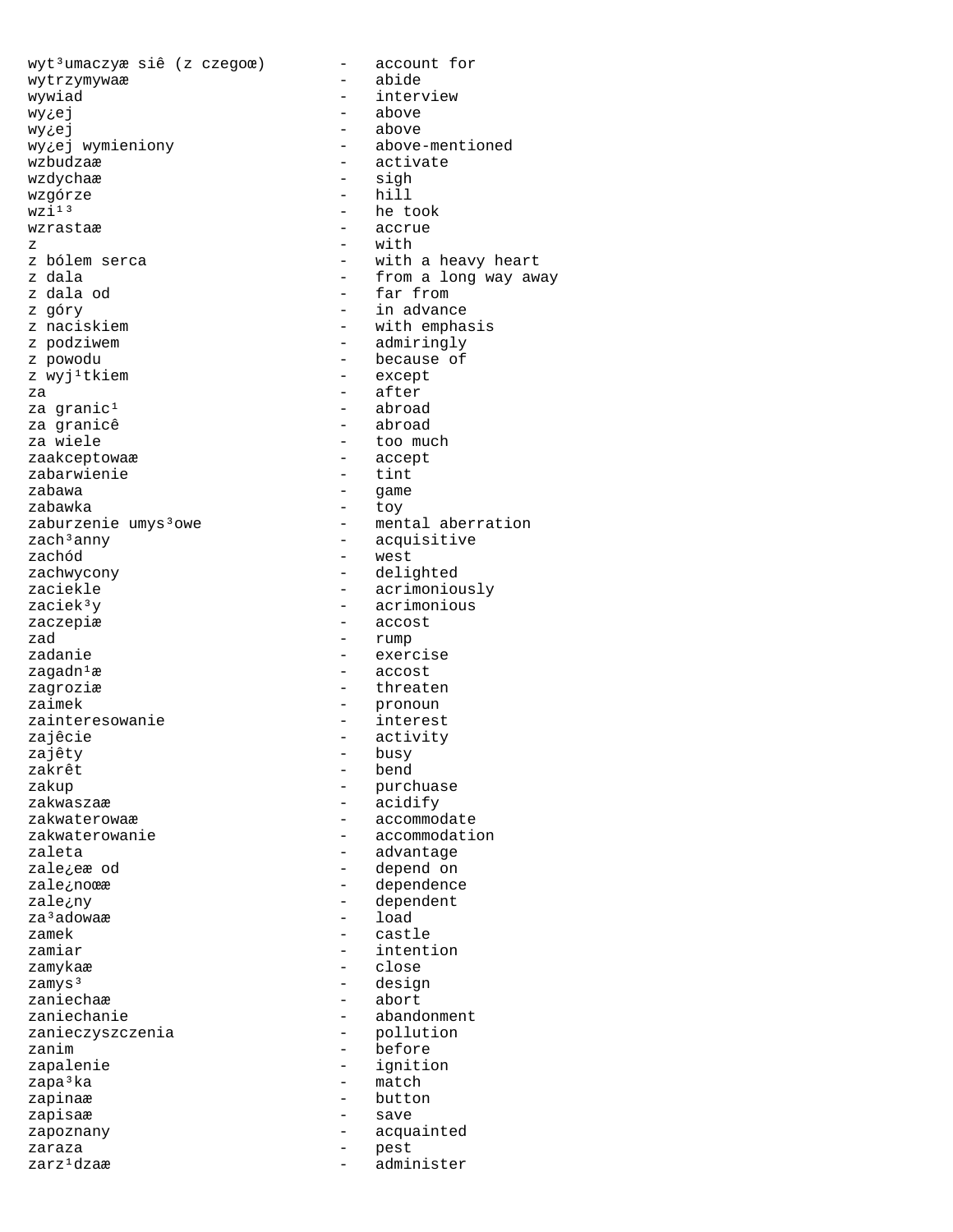```
wyt³umaczyæ siê (z czegoœ)      -   account for
wytrzymywaæ                     -   abide
wywiad                          -   interview
wy¿ej                           -   above
wy¿ej                           -   above
wy¿ej wymieniony                -   above-mentioned
wzbudzaæ                        -   activate
wzdychaæ                        -   sigh
wzgórze                         -   hill
wzi¹³                           -   he took
wzrastaæ                        -   accrue
z                               -   with
z bólem serca                   -   with a heavy heart
z dala                          -   from a long way away
z dala od                       -   far from
z góry                          -   in advance
z naciskiem                     -   with emphasis
z podziwem                      -   admiringly
z powodu                        -   because of
z wyj¹tkiem                     -   except
za                              -   after
za granic¹                      -   abroad
za granicê                      -   abroad
za wiele                        -   too much
zaakceptowaæ                    -   accept
zabarwienie                     -   tint
zabawa                          -   game
zabawka                         -   toy
zaburzenie umys³owe             -   mental aberration
zach³anny                       -   acquisitive
zachód                          -   west
zachwycony                      -   delighted
zaciekle                        -   acrimoniously
zaciek³y                        -   acrimonious
zaczepiæ                        -   accost
zad                             -   rump
zadanie                         -   exercise
zagadn¹æ                        -   accost
zagroziæ                        -   threaten
zaimek                          -   pronoun
zainteresowanie                 -   interest
zajêcie                         -   activity
zajêty                          -   busy
zakrêt                          -   bend
zakup                           -   purchuase
zakwaszaæ                       -   acidify
zakwaterowaæ                    -   accommodate
zakwaterowanie                  -   accommodation
zaleta                          -   advantage
zale¿eæ od                      -   depend on
zale¿noœæ                       -   dependence
zale¿ny                         -   dependent
za³adowaæ                       -   load
zamek                           -   castle
zamiar                          -   intention
zamykaæ                         -   close
zamys³                          -   design
zaniechaæ                       -   abort
zaniechanie                     -   abandonment
zanieczyszczenia                -   pollution
zanim                           -   before
zapalenie                       -   ignition
zapa³ka                         -   match
zapinaæ                         -   button
zapisaæ                         -   save
zapoznany                       -   acquainted
zaraza                          -   pest
zarz¹dzaæ                       -   administer
```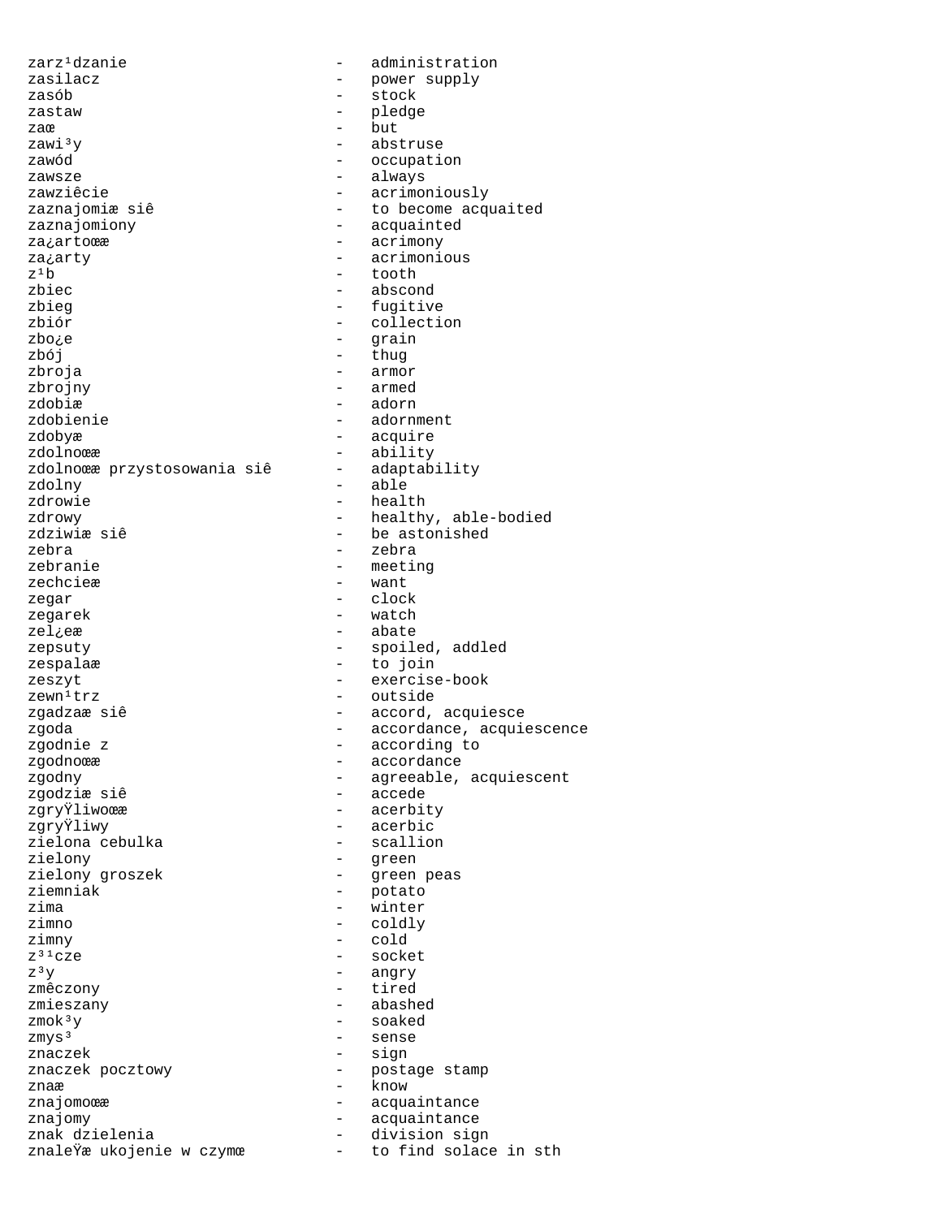```
zarz¹dzanie                    -   administration
zasilacz                       -   power supply
zasób                          -   stock
zastaw                         -   pledge
zaœ                            -   but
zawi³y                         -   abstruse
zawód                          -   occupation
zawsze                         -   always
zawziêcie                      -   acrimoniously
zaznajomiæ siê                 -   to become acquaited
zaznajomiony                   -   acquainted
za¿artoœæ                      -   acrimony
za¿arty                        -   acrimonious
z¹b                            -   tooth
zbiec                          -   abscond
zbieg                          -   fugitive
zbiór                          -   collection
zbo¿e                          -   grain
zbój                           -   thug
zbroja                         -   armor
zbrojny                        -   armed
zdobiæ                         -   adorn
zdobienie                      -   adornment
zdobyæ                         -   acquire
zdolnoœæ                       -   ability
zdolnoœæ przystosowania siê    -   adaptability
zdolny                         -   able
zdrowie                        -   health
zdrowy                         -   healthy, able-bodied
zdziwiæ siê                    -   be astonished
zebra                          -   zebra
zebranie                       -   meeting
zechcieæ                       -   want
zegar                          -   clock
zegarek                        -   watch
zel¿eæ                         -   abate
zepsuty                        -   spoiled, addled
zespalaæ                       -   to join
zeszyt                         -   exercise-book
zewn¹trz                       -   outside
zgadzaæ siê                    -   accord, acquiesce
zgoda                          -   accordance, acquiescence
zgodnie z                      -   according to
zgodnoœæ                       -   accordance
zgodny                         -   agreeable, acquiescent
zgodziæ siê                    -   accede
zgryŸliwoœæ                    -   acerbity
zgryŸliwy                      -   acerbic
zielona cebulka                -   scallion
zielony                        -   green
zielony groszek                -   green peas
ziemniak                       -   potato
zima                           -   winter
zimno                          -   coldly
zimny                          -   cold
z³¹cze                         -   socket
z³y                            -   angry
zmêczony                       -   tired
zmieszany                      -   abashed
zmok³y                         -   soaked
zmys³                          -   sense
znaczek                        -   sign
znaczek pocztowy               -   postage stamp
znaæ                           -   know
znajomoœæ                      -   acquaintance
znajomy                        -   acquaintance
znak dzielenia                 -   division sign
znaleŸæ ukojenie w czymœ       -   to find solace in sth
```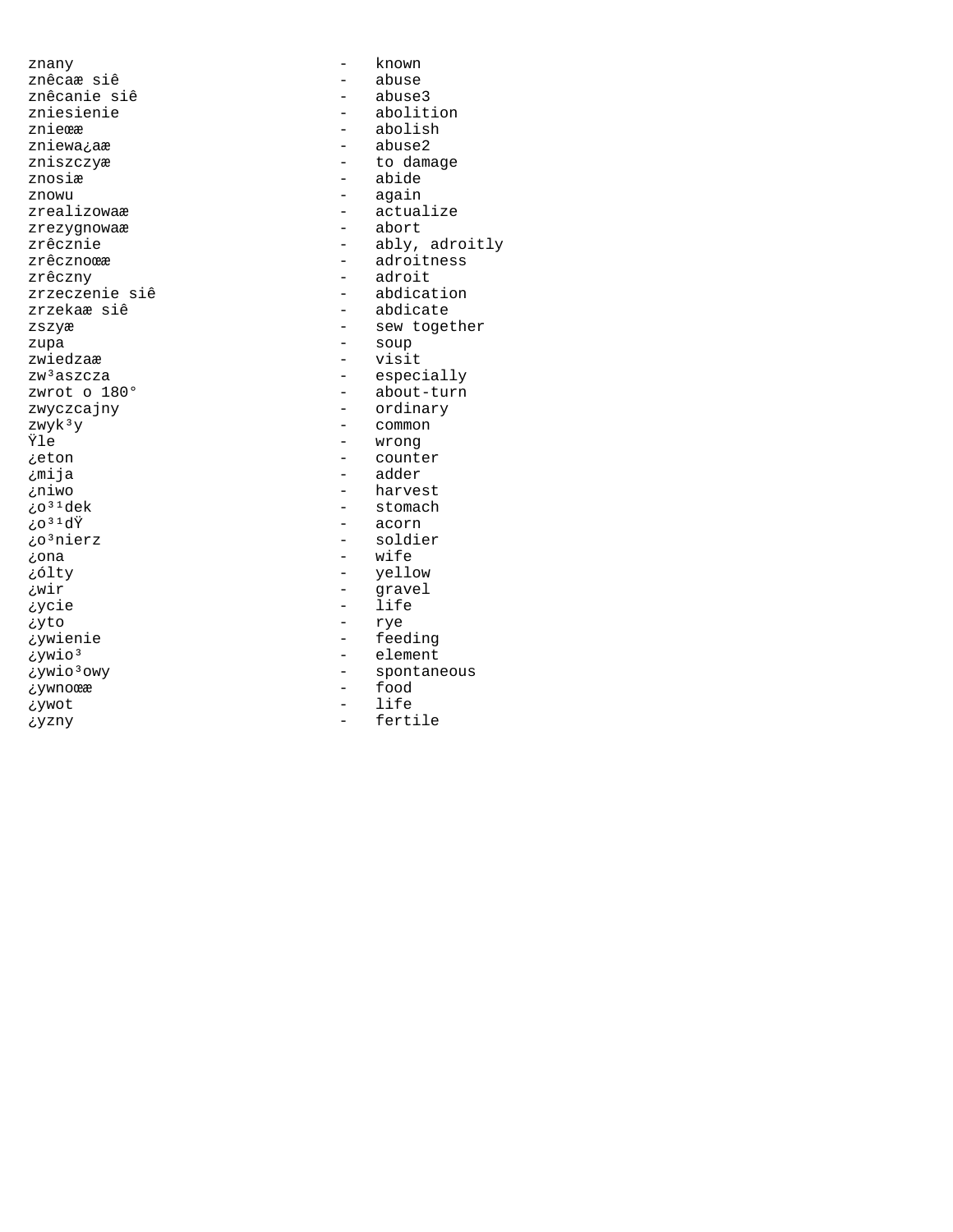| | | |
|---|---|---|
| znany | - | known |
| znêcaæ siê | - | abuse |
| znêcanie siê | - | abuse3 |
| zniesienie | - | abolition |
| znieœæ | - | abolish |
| zniewa¿aæ | - | abuse2 |
| zniszczyæ | - | to damage |
| znosiæ | - | abide |
| znowu | - | again |
| zrealizowaæ | - | actualize |
| zrezygnowaæ | - | abort |
| zrêcznie | - | ably, adroitly |
| zrêcznoœæ | - | adroitness |
| zrêczny | - | adroit |
| zrzeczenie siê | - | abdication |
| zrzekaæ siê | - | abdicate |
| zszyæ | - | sew together |
| zupa | - | soup |
| zwiedzaæ | - | visit |
| zw³aszcza | - | especially |
| zwrot o 180° | - | about-turn |
| zwyczcajny | - | ordinary |
| zwyk³y | - | common |
| Ÿle | - | wrong |
| ¿eton | - | counter |
| ¿mija | - | adder |
| ¿niwo | - | harvest |
| ¿o³¹dek | - | stomach |
| ¿o³¹dŸ | - | acorn |
| ¿o³nierz | - | soldier |
| ¿ona | - | wife |
| ¿ó³ty | - | yellow |
| ¿wir | - | gravel |
| ¿ycie | - | life |
| ¿yto | - | rye |
| ¿ywienie | - | feeding |
| ¿ywio³ | - | element |
| ¿ywio³owy | - | spontaneous |
| ¿ywnoœæ | - | food |
| ¿ywot | - | life |
| ¿yzny | - | fertile |